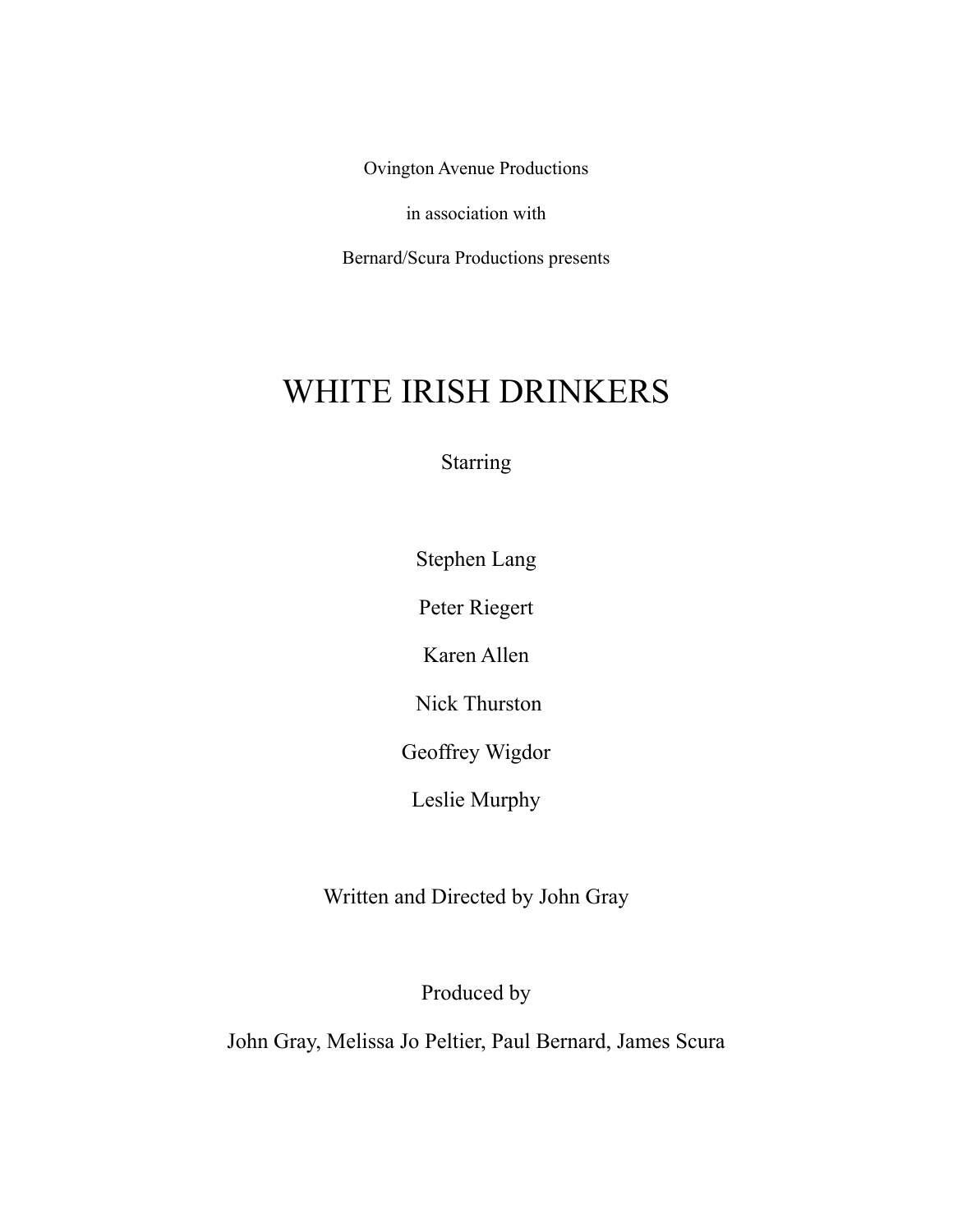Ovington Avenue Productions

in association with

Bernard/Scura Productions presents

# WHITE IRISH DRINKERS

Starring

Stephen Lang

Peter Riegert

Karen Allen

Nick Thurston

Geoffrey Wigdor

Leslie Murphy

Written and Directed by John Gray

Produced by

John Gray, Melissa Jo Peltier, Paul Bernard, James Scura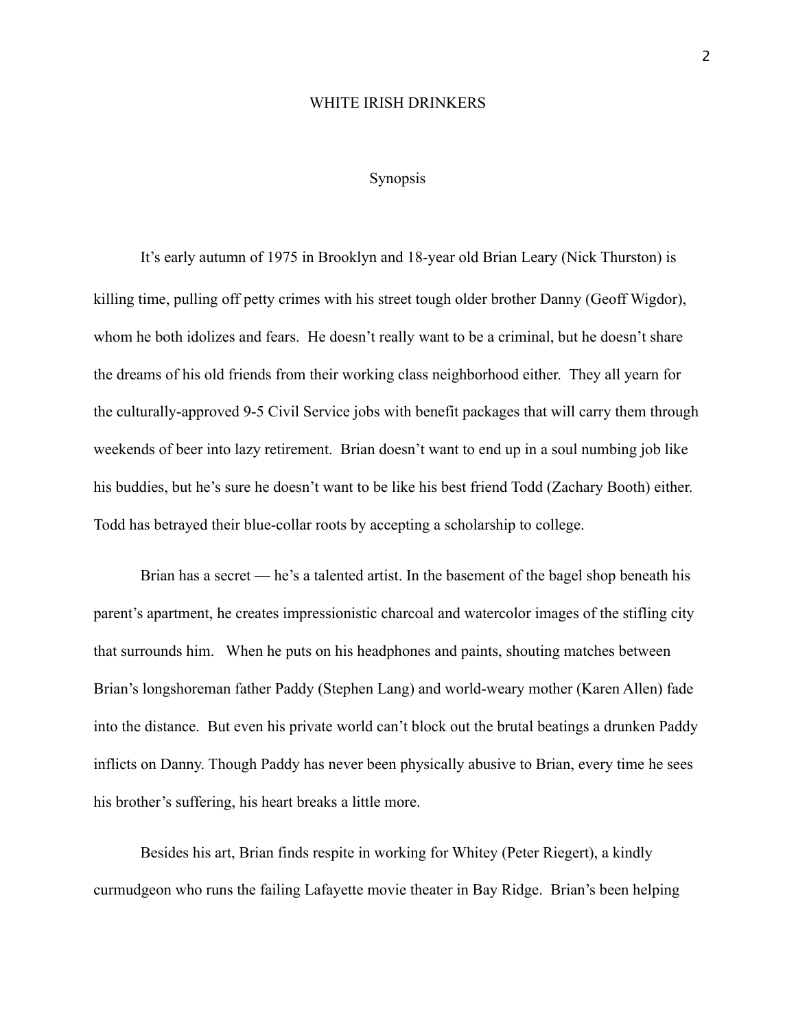# WHITE IRISH DRINKERS

## Synopsis

It's early autumn of 1975 in Brooklyn and 18-year old Brian Leary (Nick Thurston) is killing time, pulling off petty crimes with his street tough older brother Danny (Geoff Wigdor), whom he both idolizes and fears. He doesn't really want to be a criminal, but he doesn't share the dreams of his old friends from their working class neighborhood either. They all yearn for the culturally-approved 9-5 Civil Service jobs with benefit packages that will carry them through weekends of beer into lazy retirement. Brian doesn't want to end up in a soul numbing job like his buddies, but he's sure he doesn't want to be like his best friend Todd (Zachary Booth) either. Todd has betrayed their blue-collar roots by accepting a scholarship to college.

Brian has a secret — he's a talented artist. In the basement of the bagel shop beneath his parent's apartment, he creates impressionistic charcoal and watercolor images of the stifling city that surrounds him. When he puts on his headphones and paints, shouting matches between Brian's longshoreman father Paddy (Stephen Lang) and world-weary mother (Karen Allen) fade into the distance. But even his private world can't block out the brutal beatings a drunken Paddy inflicts on Danny. Though Paddy has never been physically abusive to Brian, every time he sees his brother's suffering, his heart breaks a little more.

Besides his art, Brian finds respite in working for Whitey (Peter Riegert), a kindly curmudgeon who runs the failing Lafayette movie theater in Bay Ridge. Brian's been helping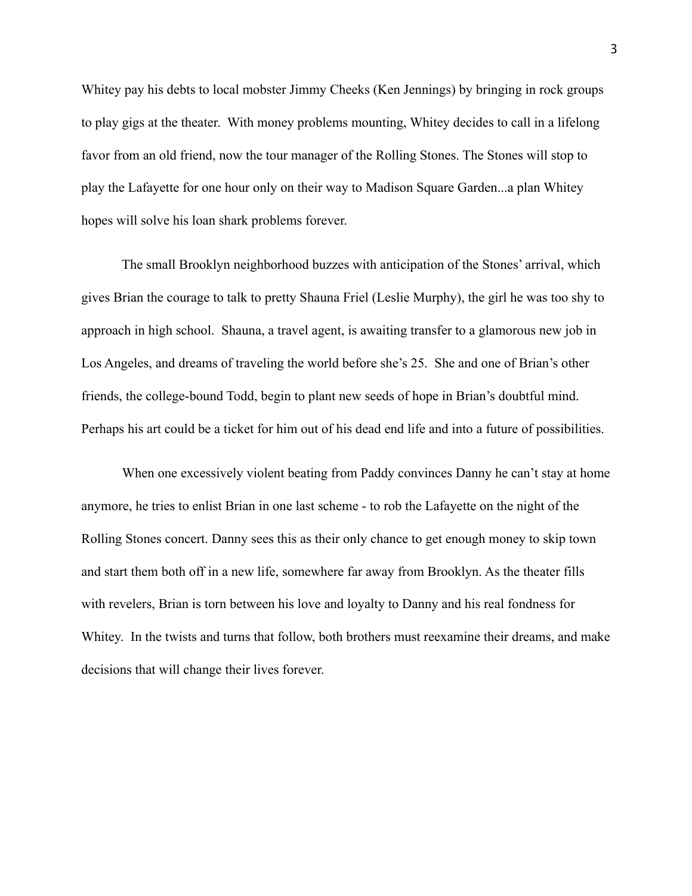Whitey pay his debts to local mobster Jimmy Cheeks (Ken Jennings) by bringing in rock groups to play gigs at the theater. With money problems mounting, Whitey decides to call in a lifelong favor from an old friend, now the tour manager of the Rolling Stones. The Stones will stop to play the Lafayette for one hour only on their way to Madison Square Garden...a plan Whitey hopes will solve his loan shark problems forever.

The small Brooklyn neighborhood buzzes with anticipation of the Stones' arrival, which gives Brian the courage to talk to pretty Shauna Friel (Leslie Murphy), the girl he was too shy to approach in high school. Shauna, a travel agent, is awaiting transfer to a glamorous new job in Los Angeles, and dreams of traveling the world before she's 25. She and one of Brian's other friends, the college-bound Todd, begin to plant new seeds of hope in Brian's doubtful mind. Perhaps his art could be a ticket for him out of his dead end life and into a future of possibilities.

When one excessively violent beating from Paddy convinces Danny he can't stay at home anymore, he tries to enlist Brian in one last scheme - to rob the Lafayette on the night of the Rolling Stones concert. Danny sees this as their only chance to get enough money to skip town and start them both off in a new life, somewhere far away from Brooklyn. As the theater fills with revelers, Brian is torn between his love and loyalty to Danny and his real fondness for Whitey. In the twists and turns that follow, both brothers must reexamine their dreams, and make decisions that will change their lives forever.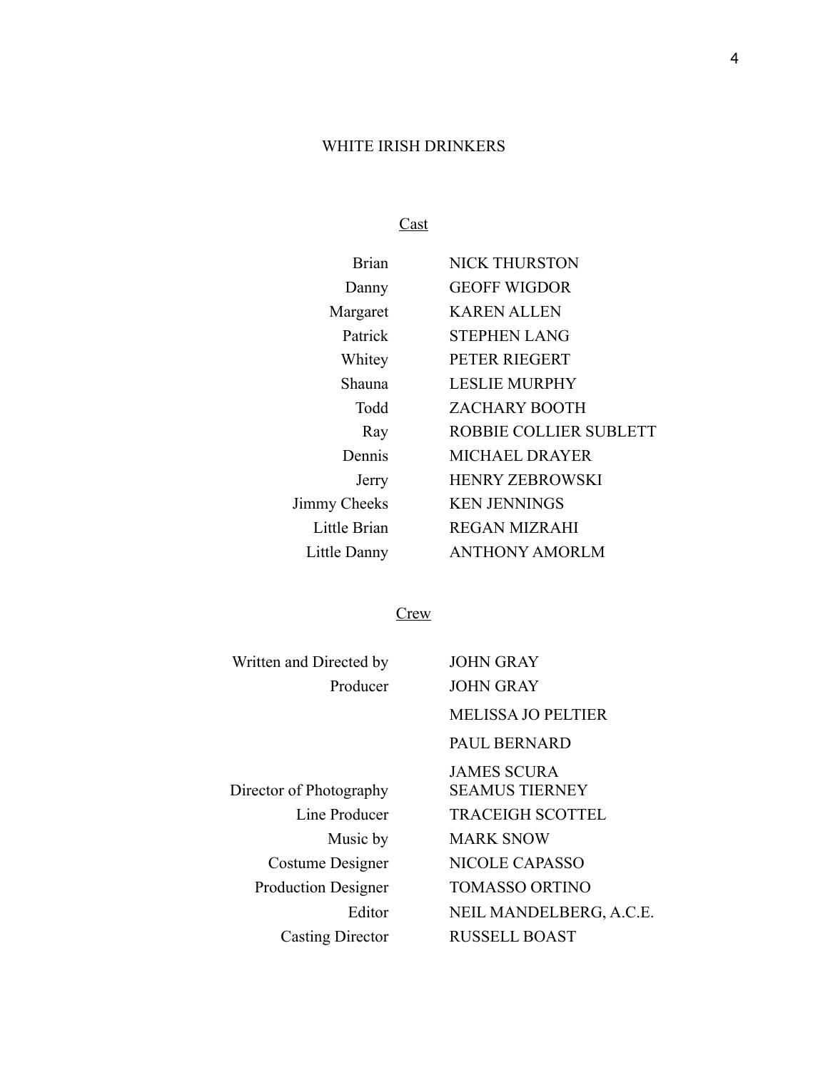# WHITE IRISH DRINKERS

## Cast

| | |
|---|---|
| Brian | NICK THURSTON |
| Danny | GEOFF WIGDOR |
| Margaret | KAREN ALLEN |
| Patrick | STEPHEN LANG |
| Whitey | PETER RIEGERT |
| Shauna | LESLIE MURPHY |
| Todd | ZACHARY BOOTH |
| Ray | ROBBIE COLLIER SUBLETT |
| Dennis | MICHAEL DRAYER |
| Jerry | HENRY ZEBROWSKI |
| Jimmy Cheeks | KEN JENNINGS |
| Little Brian | REGAN MIZRAHI |
| Little Danny | ANTHONY AMORLM |

## Crew

| | |
|---|---|
| Written and Directed by | JOHN GRAY |
| Producer | JOHN GRAY |
| | MELISSA JO PELTIER |
| | PAUL BERNARD |
| | JAMES SCURA |
| Director of Photography | SEAMUS TIERNEY |
| Line Producer | TRACEIGH SCOTTEL |
| Music by | MARK SNOW |
| Costume Designer | NICOLE CAPASSO |
| Production Designer | TOMASSO ORTINO |
| Editor | NEIL MANDELBERG, A.C.E. |
| Casting Director | RUSSELL BOAST |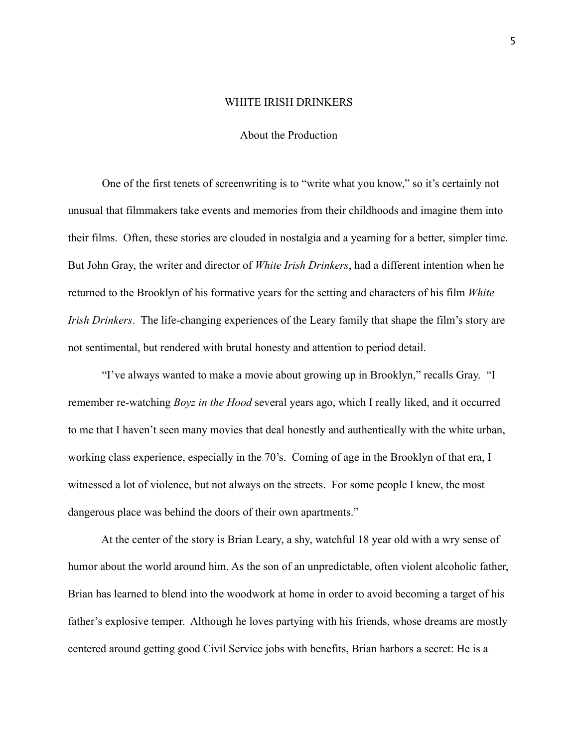# WHITE IRISH DRINKERS

## About the Production

One of the first tenets of screenwriting is to "write what you know," so it's certainly not unusual that filmmakers take events and memories from their childhoods and imagine them into their films. Often, these stories are clouded in nostalgia and a yearning for a better, simpler time. But John Gray, the writer and director of *White Irish Drinkers*, had a different intention when he returned to the Brooklyn of his formative years for the setting and characters of his film *White Irish Drinkers*. The life-changing experiences of the Leary family that shape the film's story are not sentimental, but rendered with brutal honesty and attention to period detail.

"I've always wanted to make a movie about growing up in Brooklyn," recalls Gray. "I remember re-watching *Boyz in the Hood* several years ago, which I really liked, and it occurred to me that I haven't seen many movies that deal honestly and authentically with the white urban, working class experience, especially in the 70's. Coming of age in the Brooklyn of that era, I witnessed a lot of violence, but not always on the streets. For some people I knew, the most dangerous place was behind the doors of their own apartments."

At the center of the story is Brian Leary, a shy, watchful 18 year old with a wry sense of humor about the world around him. As the son of an unpredictable, often violent alcoholic father, Brian has learned to blend into the woodwork at home in order to avoid becoming a target of his father's explosive temper. Although he loves partying with his friends, whose dreams are mostly centered around getting good Civil Service jobs with benefits, Brian harbors a secret: He is a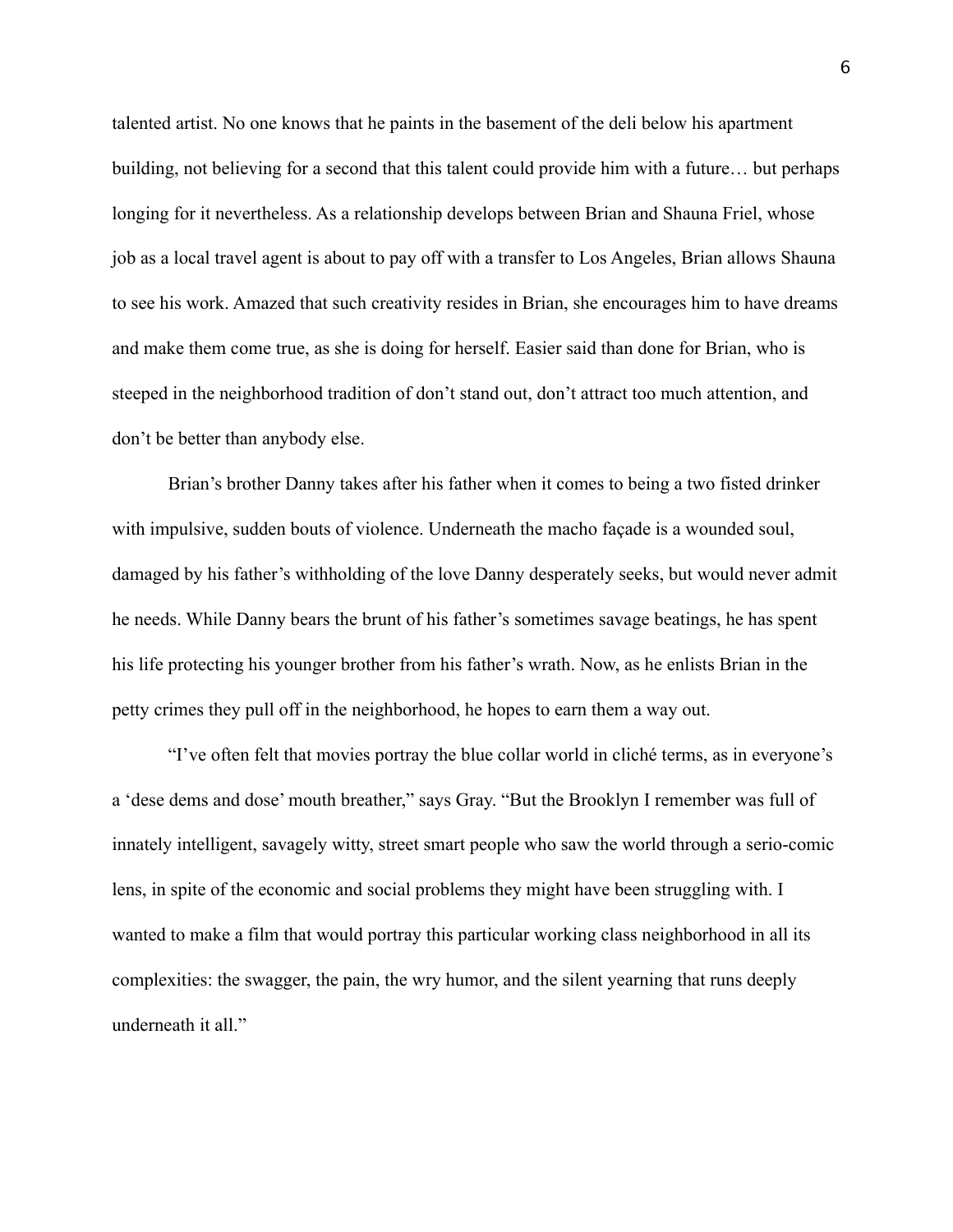talented artist. No one knows that he paints in the basement of the deli below his apartment building, not believing for a second that this talent could provide him with a future… but perhaps longing for it nevertheless. As a relationship develops between Brian and Shauna Friel, whose job as a local travel agent is about to pay off with a transfer to Los Angeles, Brian allows Shauna to see his work. Amazed that such creativity resides in Brian, she encourages him to have dreams and make them come true, as she is doing for herself. Easier said than done for Brian, who is steeped in the neighborhood tradition of don't stand out, don't attract too much attention, and don't be better than anybody else.

Brian's brother Danny takes after his father when it comes to being a two fisted drinker with impulsive, sudden bouts of violence. Underneath the macho façade is a wounded soul, damaged by his father's withholding of the love Danny desperately seeks, but would never admit he needs. While Danny bears the brunt of his father's sometimes savage beatings, he has spent his life protecting his younger brother from his father's wrath. Now, as he enlists Brian in the petty crimes they pull off in the neighborhood, he hopes to earn them a way out.

"I've often felt that movies portray the blue collar world in cliché terms, as in everyone's a 'dese dems and dose' mouth breather," says Gray. "But the Brooklyn I remember was full of innately intelligent, savagely witty, street smart people who saw the world through a serio-comic lens, in spite of the economic and social problems they might have been struggling with. I wanted to make a film that would portray this particular working class neighborhood in all its complexities: the swagger, the pain, the wry humor, and the silent yearning that runs deeply underneath it all."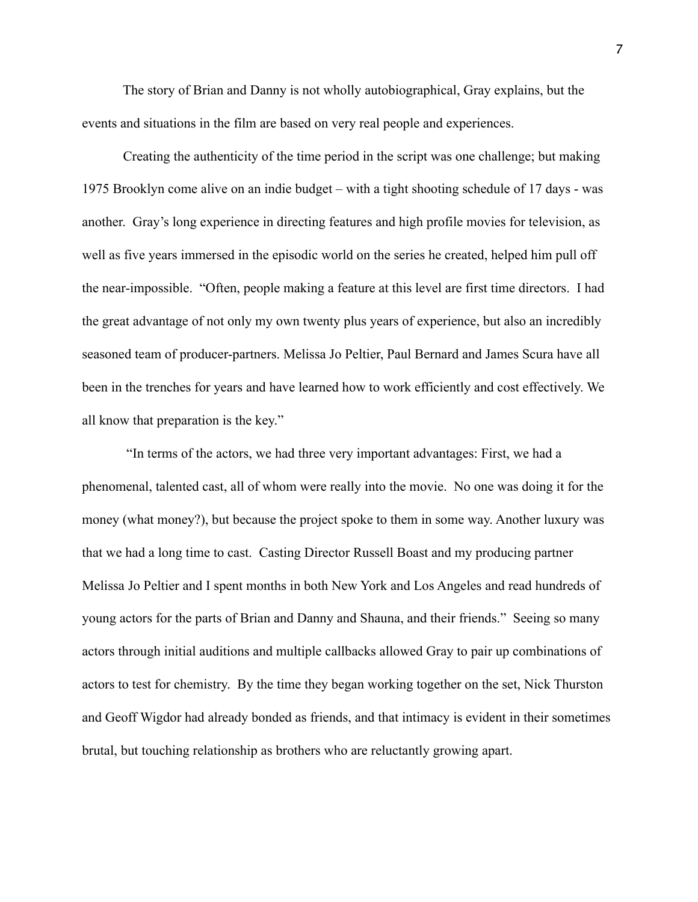The story of Brian and Danny is not wholly autobiographical, Gray explains, but the events and situations in the film are based on very real people and experiences.

Creating the authenticity of the time period in the script was one challenge; but making 1975 Brooklyn come alive on an indie budget – with a tight shooting schedule of 17 days - was another. Gray's long experience in directing features and high profile movies for television, as well as five years immersed in the episodic world on the series he created, helped him pull off the near-impossible. "Often, people making a feature at this level are first time directors. I had the great advantage of not only my own twenty plus years of experience, but also an incredibly seasoned team of producer-partners. Melissa Jo Peltier, Paul Bernard and James Scura have all been in the trenches for years and have learned how to work efficiently and cost effectively. We all know that preparation is the key."

"In terms of the actors, we had three very important advantages: First, we had a phenomenal, talented cast, all of whom were really into the movie. No one was doing it for the money (what money?), but because the project spoke to them in some way. Another luxury was that we had a long time to cast. Casting Director Russell Boast and my producing partner Melissa Jo Peltier and I spent months in both New York and Los Angeles and read hundreds of young actors for the parts of Brian and Danny and Shauna, and their friends." Seeing so many actors through initial auditions and multiple callbacks allowed Gray to pair up combinations of actors to test for chemistry. By the time they began working together on the set, Nick Thurston and Geoff Wigdor had already bonded as friends, and that intimacy is evident in their sometimes brutal, but touching relationship as brothers who are reluctantly growing apart.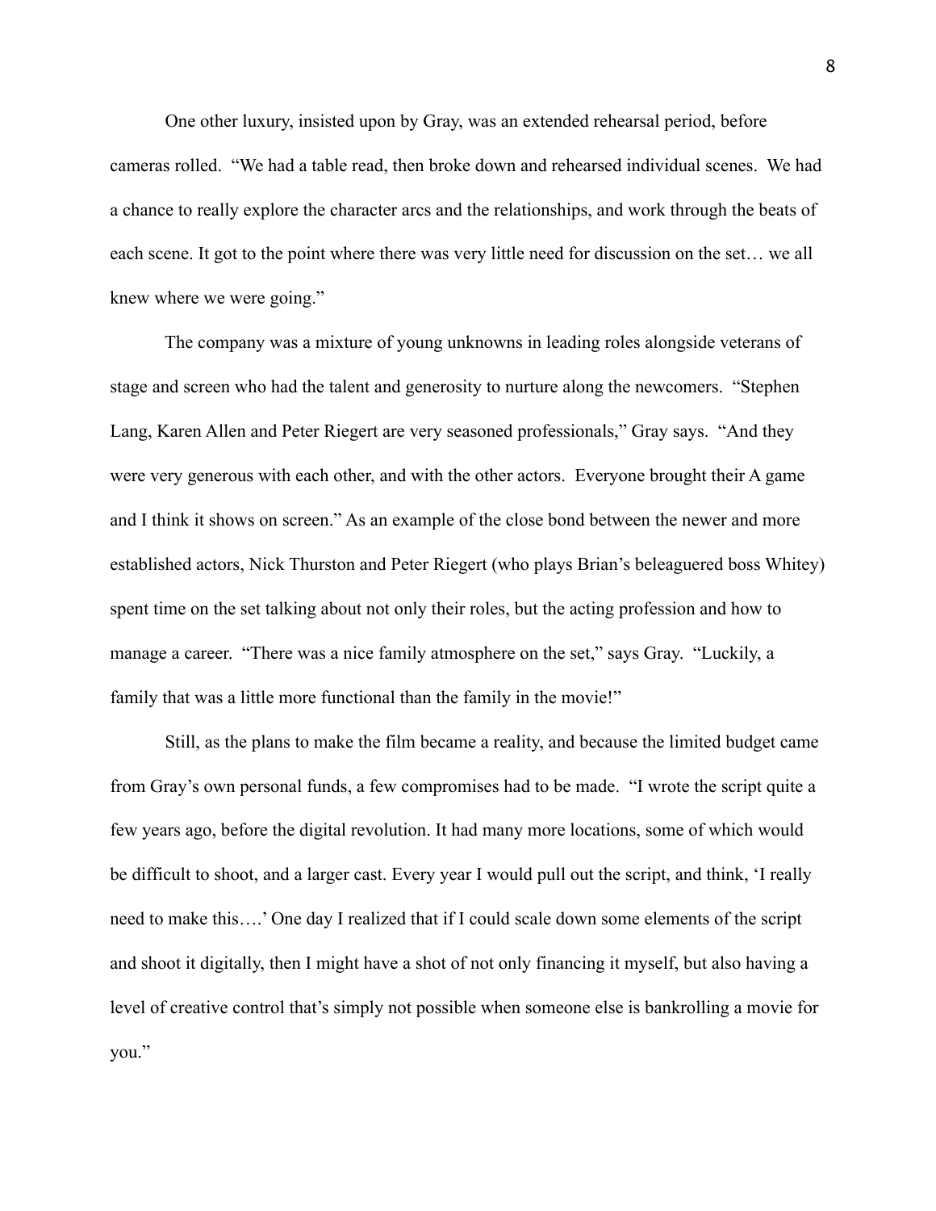One other luxury, insisted upon by Gray, was an extended rehearsal period, before cameras rolled. "We had a table read, then broke down and rehearsed individual scenes. We had a chance to really explore the character arcs and the relationships, and work through the beats of each scene. It got to the point where there was very little need for discussion on the set… we all knew where we were going."

The company was a mixture of young unknowns in leading roles alongside veterans of stage and screen who had the talent and generosity to nurture along the newcomers. "Stephen Lang, Karen Allen and Peter Riegert are very seasoned professionals," Gray says. "And they were very generous with each other, and with the other actors. Everyone brought their A game and I think it shows on screen." As an example of the close bond between the newer and more established actors, Nick Thurston and Peter Riegert (who plays Brian's beleaguered boss Whitey) spent time on the set talking about not only their roles, but the acting profession and how to manage a career. "There was a nice family atmosphere on the set," says Gray. "Luckily, a family that was a little more functional than the family in the movie!"

Still, as the plans to make the film became a reality, and because the limited budget came from Gray's own personal funds, a few compromises had to be made. "I wrote the script quite a few years ago, before the digital revolution. It had many more locations, some of which would be difficult to shoot, and a larger cast. Every year I would pull out the script, and think, 'I really need to make this….' One day I realized that if I could scale down some elements of the script and shoot it digitally, then I might have a shot of not only financing it myself, but also having a level of creative control that's simply not possible when someone else is bankrolling a movie for you."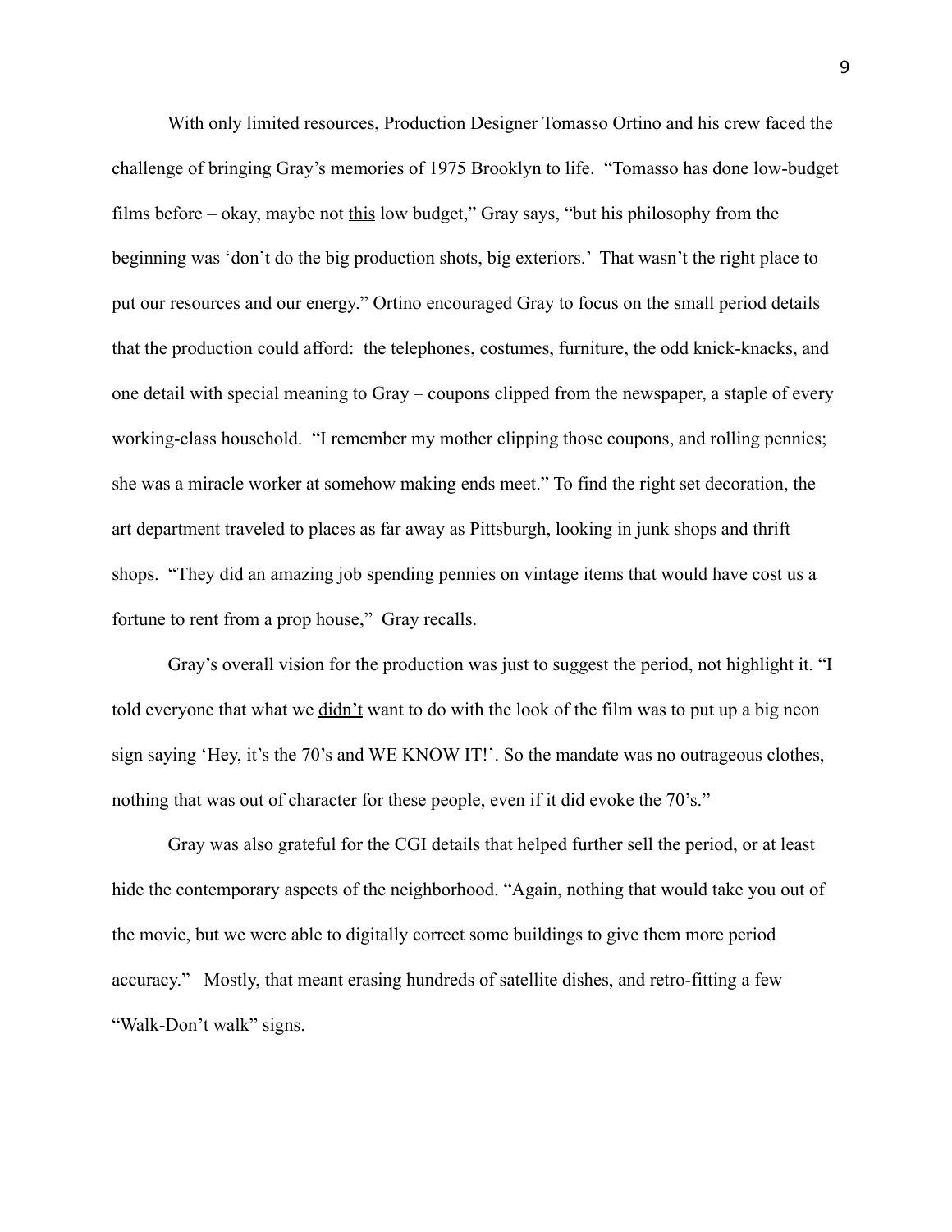With only limited resources, Production Designer Tomasso Ortino and his crew faced the challenge of bringing Gray's memories of 1975 Brooklyn to life. "Tomasso has done low-budget films before – okay, maybe not <u>this</u> low budget," Gray says, "but his philosophy from the beginning was 'don't do the big production shots, big exteriors.' That wasn't the right place to put our resources and our energy." Ortino encouraged Gray to focus on the small period details that the production could afford: the telephones, costumes, furniture, the odd knick-knacks, and one detail with special meaning to Gray – coupons clipped from the newspaper, a staple of every working-class household. "I remember my mother clipping those coupons, and rolling pennies; she was a miracle worker at somehow making ends meet." To find the right set decoration, the art department traveled to places as far away as Pittsburgh, looking in junk shops and thrift shops. "They did an amazing job spending pennies on vintage items that would have cost us a fortune to rent from a prop house," Gray recalls.

Gray's overall vision for the production was just to suggest the period, not highlight it. "I told everyone that what we <u>didn't</u> want to do with the look of the film was to put up a big neon sign saying 'Hey, it's the 70's and WE KNOW IT!'. So the mandate was no outrageous clothes, nothing that was out of character for these people, even if it did evoke the 70's."

Gray was also grateful for the CGI details that helped further sell the period, or at least hide the contemporary aspects of the neighborhood. "Again, nothing that would take you out of the movie, but we were able to digitally correct some buildings to give them more period accuracy." Mostly, that meant erasing hundreds of satellite dishes, and retro-fitting a few "Walk-Don't walk" signs.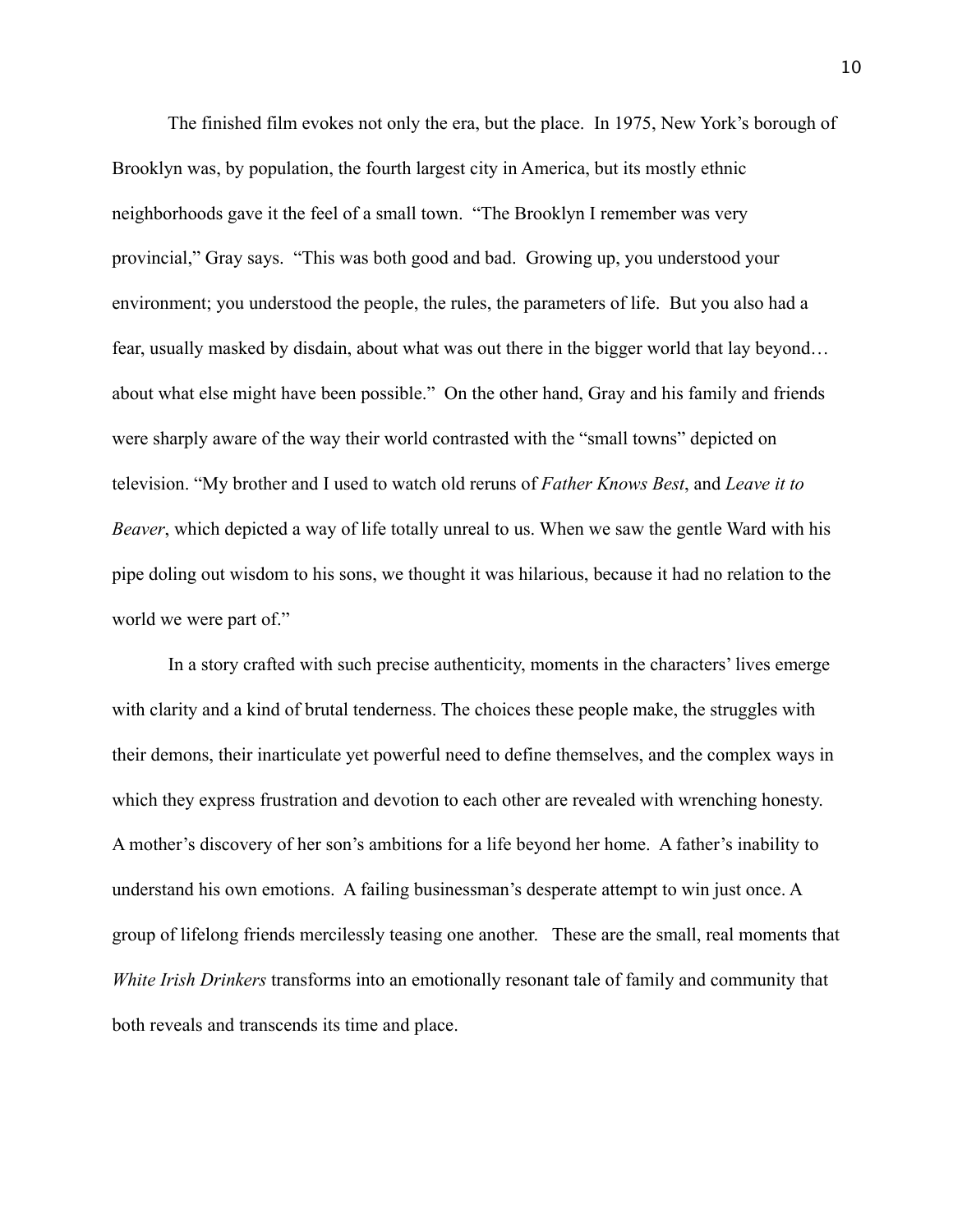The finished film evokes not only the era, but the place. In 1975, New York's borough of Brooklyn was, by population, the fourth largest city in America, but its mostly ethnic neighborhoods gave it the feel of a small town. "The Brooklyn I remember was very provincial," Gray says. "This was both good and bad. Growing up, you understood your environment; you understood the people, the rules, the parameters of life. But you also had a fear, usually masked by disdain, about what was out there in the bigger world that lay beyond… about what else might have been possible." On the other hand, Gray and his family and friends were sharply aware of the way their world contrasted with the "small towns" depicted on television. "My brother and I used to watch old reruns of *Father Knows Best*, and *Leave it to Beaver*, which depicted a way of life totally unreal to us. When we saw the gentle Ward with his pipe doling out wisdom to his sons, we thought it was hilarious, because it had no relation to the world we were part of."

In a story crafted with such precise authenticity, moments in the characters' lives emerge with clarity and a kind of brutal tenderness. The choices these people make, the struggles with their demons, their inarticulate yet powerful need to define themselves, and the complex ways in which they express frustration and devotion to each other are revealed with wrenching honesty. A mother's discovery of her son's ambitions for a life beyond her home. A father's inability to understand his own emotions. A failing businessman's desperate attempt to win just once. A group of lifelong friends mercilessly teasing one another. These are the small, real moments that *White Irish Drinkers* transforms into an emotionally resonant tale of family and community that both reveals and transcends its time and place.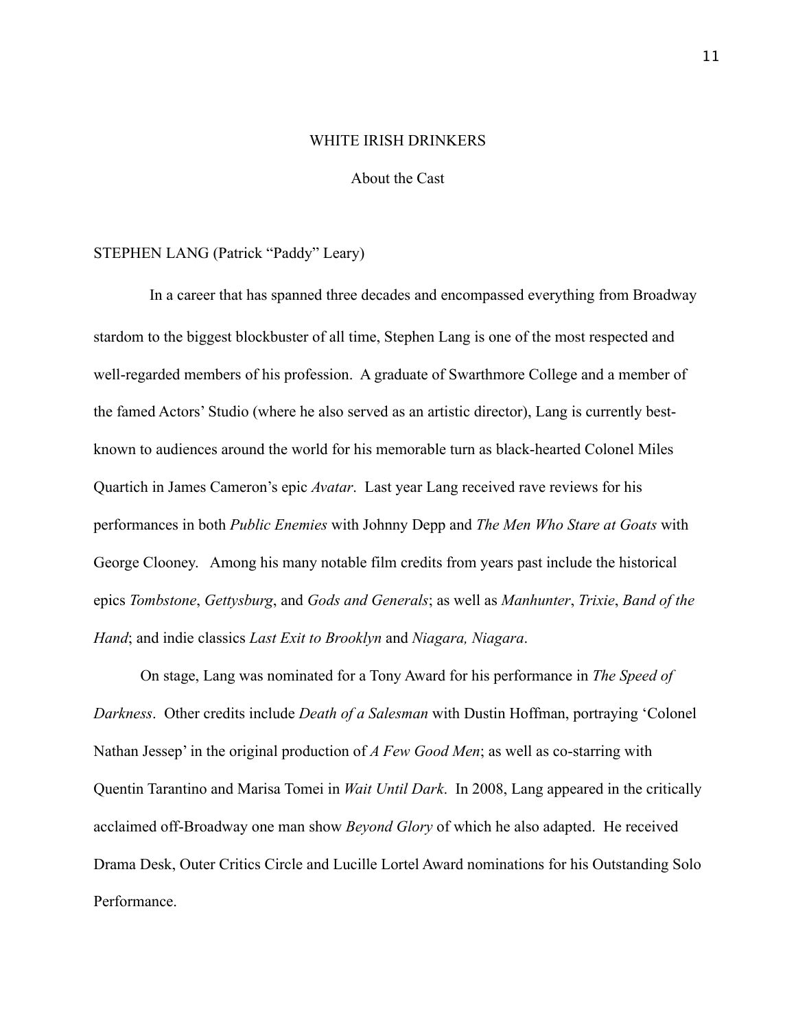# WHITE IRISH DRINKERS

## About the Cast

### STEPHEN LANG (Patrick "Paddy" Leary)

In a career that has spanned three decades and encompassed everything from Broadway stardom to the biggest blockbuster of all time, Stephen Lang is one of the most respected and well-regarded members of his profession. A graduate of Swarthmore College and a member of the famed Actors' Studio (where he also served as an artistic director), Lang is currently best-known to audiences around the world for his memorable turn as black-hearted Colonel Miles Quartich in James Cameron's epic *Avatar*. Last year Lang received rave reviews for his performances in both *Public Enemies* with Johnny Depp and *The Men Who Stare at Goats* with George Clooney. Among his many notable film credits from years past include the historical epics *Tombstone*, *Gettysburg*, and *Gods and Generals*; as well as *Manhunter*, *Trixie*, *Band of the Hand*; and indie classics *Last Exit to Brooklyn* and *Niagara, Niagara*.

On stage, Lang was nominated for a Tony Award for his performance in *The Speed of Darkness*. Other credits include *Death of a Salesman* with Dustin Hoffman, portraying 'Colonel Nathan Jessep' in the original production of *A Few Good Men*; as well as co-starring with Quentin Tarantino and Marisa Tomei in *Wait Until Dark*. In 2008, Lang appeared in the critically acclaimed off-Broadway one man show *Beyond Glory* of which he also adapted. He received Drama Desk, Outer Critics Circle and Lucille Lortel Award nominations for his Outstanding Solo Performance.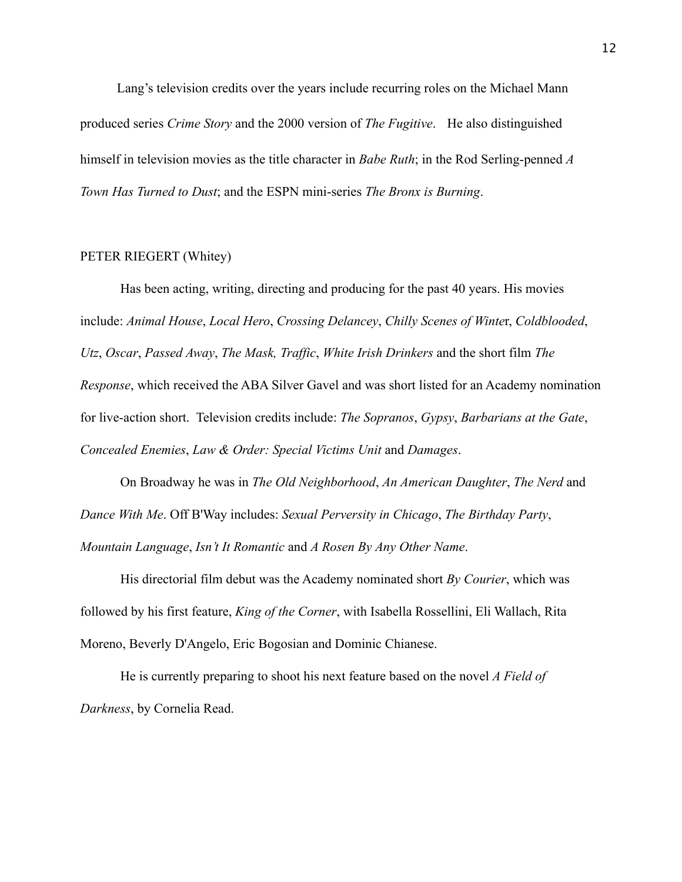Lang's television credits over the years include recurring roles on the Michael Mann produced series *Crime Story* and the 2000 version of *The Fugitive*. He also distinguished himself in television movies as the title character in *Babe Ruth*; in the Rod Serling-penned *A Town Has Turned to Dust*; and the ESPN mini-series *The Bronx is Burning*.

PETER RIEGERT (Whitey)

Has been acting, writing, directing and producing for the past 40 years. His movies include: *Animal House*, *Local Hero*, *Crossing Delancey*, *Chilly Scenes of Winter*, *Coldblooded*, *Utz*, *Oscar*, *Passed Away*, *The Mask, Traffic*, *White Irish Drinkers* and the short film *The Response*, which received the ABA Silver Gavel and was short listed for an Academy nomination for live-action short. Television credits include: *The Sopranos*, *Gypsy*, *Barbarians at the Gate*, *Concealed Enemies*, *Law & Order: Special Victims Unit* and *Damages*.

On Broadway he was in *The Old Neighborhood*, *An American Daughter*, *The Nerd* and *Dance With Me*. Off B'Way includes: *Sexual Perversity in Chicago*, *The Birthday Party*, *Mountain Language*, *Isn't It Romantic* and *A Rosen By Any Other Name*.

His directorial film debut was the Academy nominated short *By Courier*, which was followed by his first feature, *King of the Corner*, with Isabella Rossellini, Eli Wallach, Rita Moreno, Beverly D'Angelo, Eric Bogosian and Dominic Chianese.

He is currently preparing to shoot his next feature based on the novel *A Field of Darkness*, by Cornelia Read.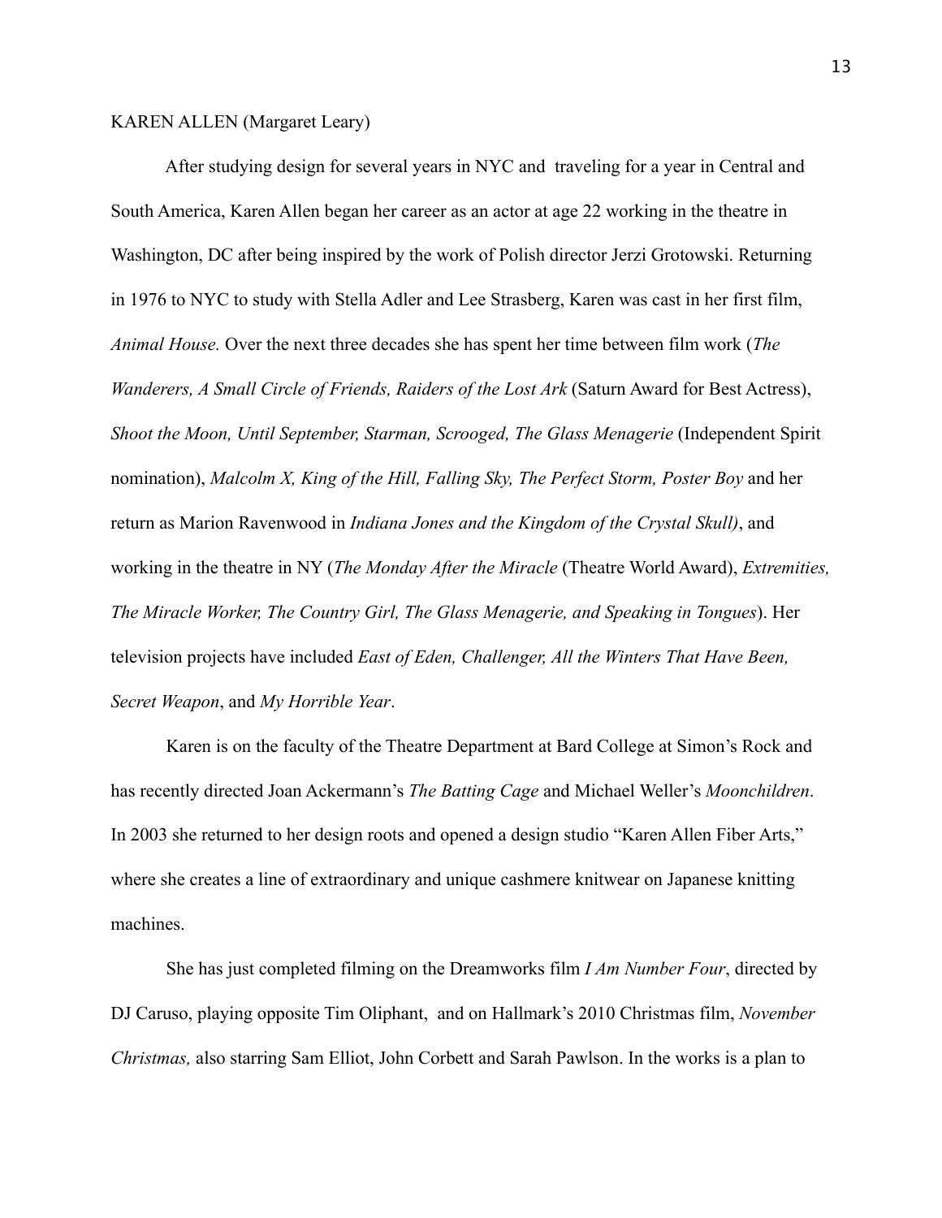KAREN ALLEN (Margaret Leary)

After studying design for several years in NYC and traveling for a year in Central and South America, Karen Allen began her career as an actor at age 22 working in the theatre in Washington, DC after being inspired by the work of Polish director Jerzi Grotowski. Returning in 1976 to NYC to study with Stella Adler and Lee Strasberg, Karen was cast in her first film, *Animal House.* Over the next three decades she has spent her time between film work (*The Wanderers, A Small Circle of Friends, Raiders of the Lost Ark* (Saturn Award for Best Actress), *Shoot the Moon, Until September, Starman, Scrooged, The Glass Menagerie* (Independent Spirit nomination), *Malcolm X, King of the Hill, Falling Sky, The Perfect Storm, Poster Boy* and her return as Marion Ravenwood in *Indiana Jones and the Kingdom of the Crystal Skull)*, and working in the theatre in NY (*The Monday After the Miracle* (Theatre World Award), *Extremities, The Miracle Worker, The Country Girl, The Glass Menagerie, and Speaking in Tongues*). Her television projects have included *East of Eden, Challenger, All the Winters That Have Been, Secret Weapon*, and *My Horrible Year*.

Karen is on the faculty of the Theatre Department at Bard College at Simon's Rock and has recently directed Joan Ackermann's *The Batting Cage* and Michael Weller's *Moonchildren*. In 2003 she returned to her design roots and opened a design studio "Karen Allen Fiber Arts," where she creates a line of extraordinary and unique cashmere knitwear on Japanese knitting machines.

She has just completed filming on the Dreamworks film *I Am Number Four*, directed by DJ Caruso, playing opposite Tim Oliphant, and on Hallmark's 2010 Christmas film, *November Christmas,* also starring Sam Elliot, John Corbett and Sarah Pawlson. In the works is a plan to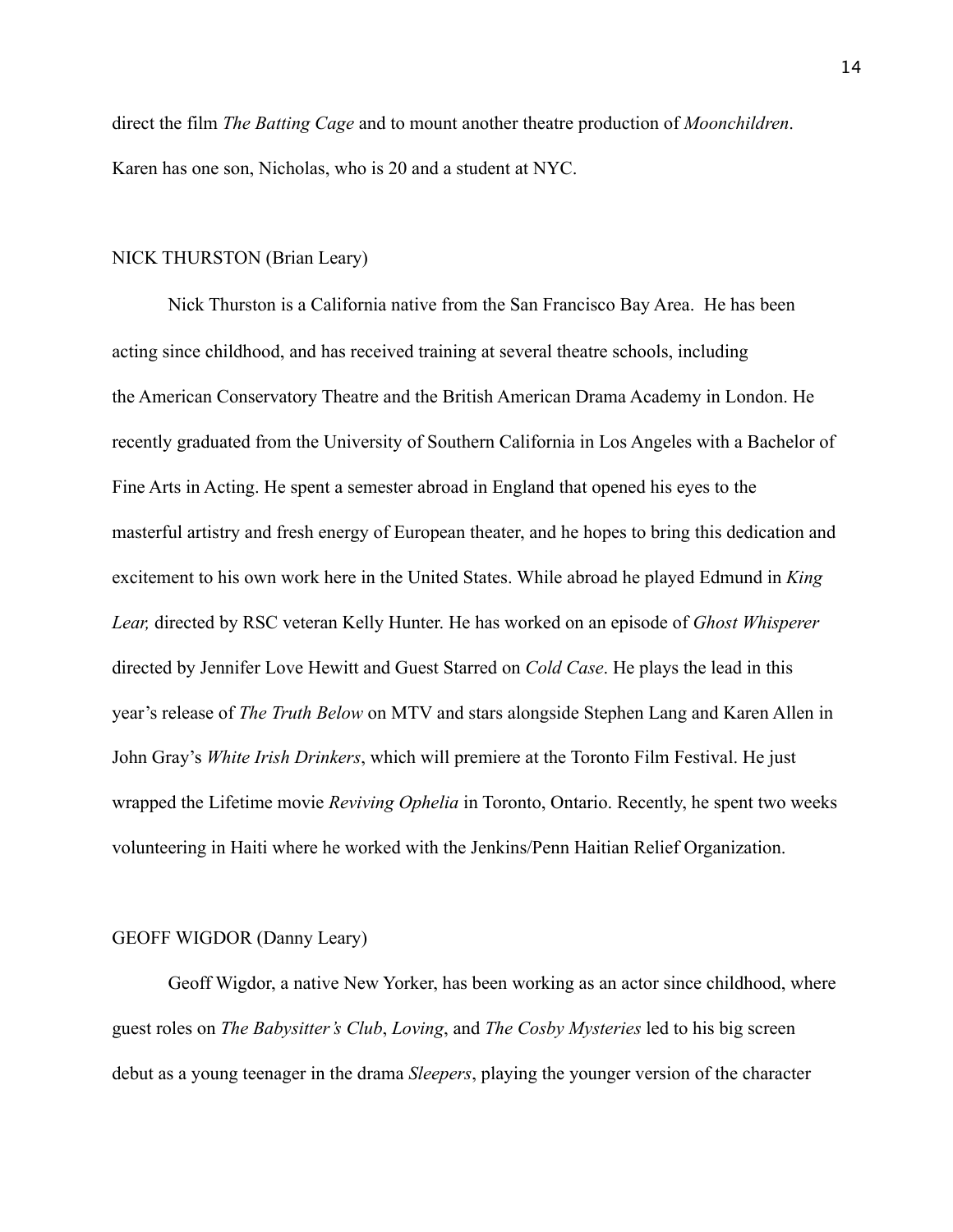direct the film *The Batting Cage* and to mount another theatre production of *Moonchildren*. Karen has one son, Nicholas, who is 20 and a student at NYC.

NICK THURSTON (Brian Leary)

Nick Thurston is a California native from the San Francisco Bay Area. He has been acting since childhood, and has received training at several theatre schools, including the American Conservatory Theatre and the British American Drama Academy in London. He recently graduated from the University of Southern California in Los Angeles with a Bachelor of Fine Arts in Acting. He spent a semester abroad in England that opened his eyes to the masterful artistry and fresh energy of European theater, and he hopes to bring this dedication and excitement to his own work here in the United States. While abroad he played Edmund in *King Lear,* directed by RSC veteran Kelly Hunter. He has worked on an episode of *Ghost Whisperer* directed by Jennifer Love Hewitt and Guest Starred on *Cold Case*. He plays the lead in this year's release of *The Truth Below* on MTV and stars alongside Stephen Lang and Karen Allen in John Gray's *White Irish Drinkers*, which will premiere at the Toronto Film Festival. He just wrapped the Lifetime movie *Reviving Ophelia* in Toronto, Ontario. Recently, he spent two weeks volunteering in Haiti where he worked with the Jenkins/Penn Haitian Relief Organization.

GEOFF WIGDOR (Danny Leary)

Geoff Wigdor, a native New Yorker, has been working as an actor since childhood, where guest roles on *The Babysitter's Club*, *Loving*, and *The Cosby Mysteries* led to his big screen debut as a young teenager in the drama *Sleepers*, playing the younger version of the character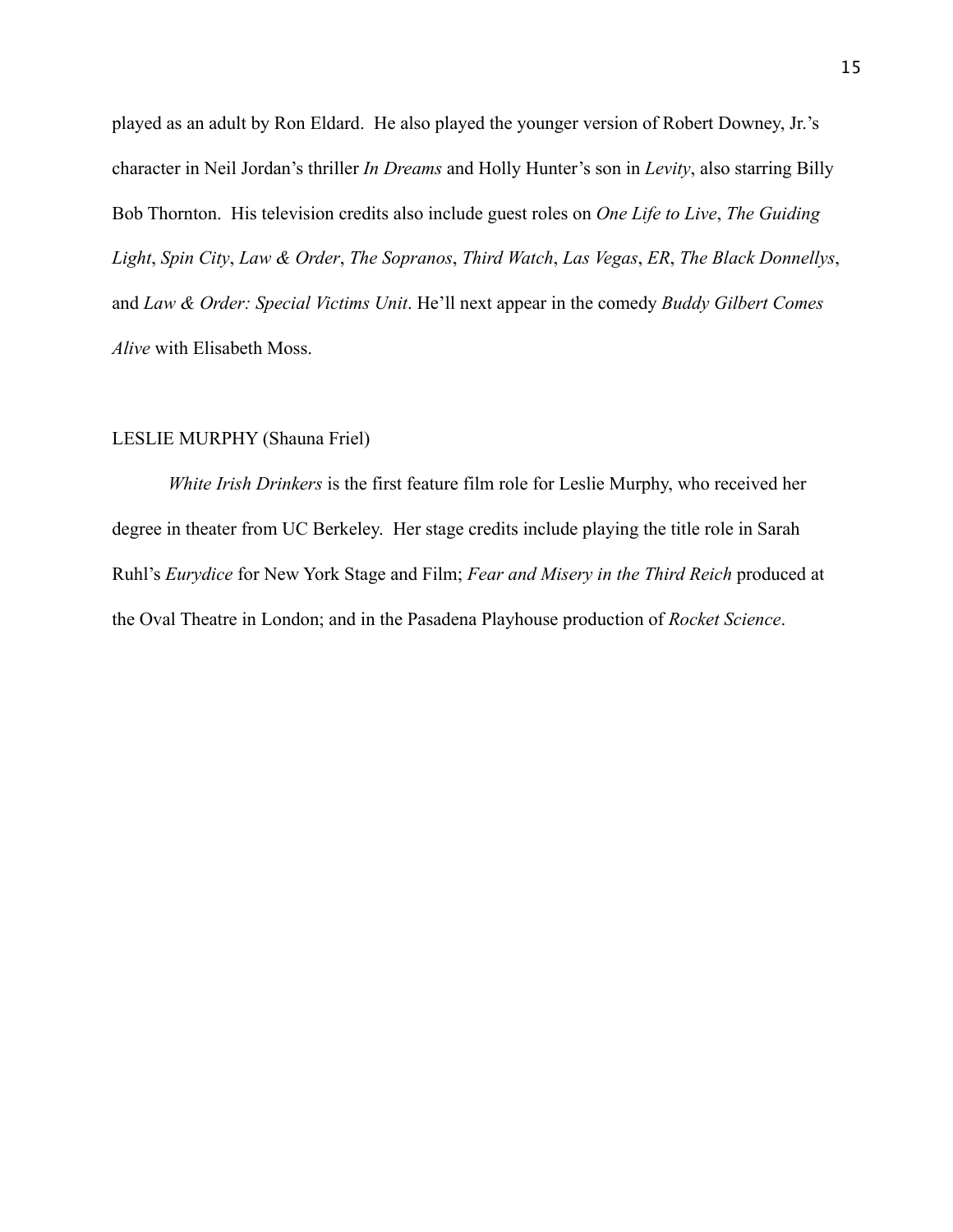played as an adult by Ron Eldard. He also played the younger version of Robert Downey, Jr.'s character in Neil Jordan's thriller *In Dreams* and Holly Hunter's son in *Levity*, also starring Billy Bob Thornton. His television credits also include guest roles on *One Life to Live*, *The Guiding Light*, *Spin City*, *Law & Order*, *The Sopranos*, *Third Watch*, *Las Vegas*, *ER*, *The Black Donnellys*, and *Law & Order: Special Victims Unit*. He'll next appear in the comedy *Buddy Gilbert Comes Alive* with Elisabeth Moss.

LESLIE MURPHY (Shauna Friel)

*White Irish Drinkers* is the first feature film role for Leslie Murphy, who received her degree in theater from UC Berkeley. Her stage credits include playing the title role in Sarah Ruhl's *Eurydice* for New York Stage and Film; *Fear and Misery in the Third Reich* produced at the Oval Theatre in London; and in the Pasadena Playhouse production of *Rocket Science*.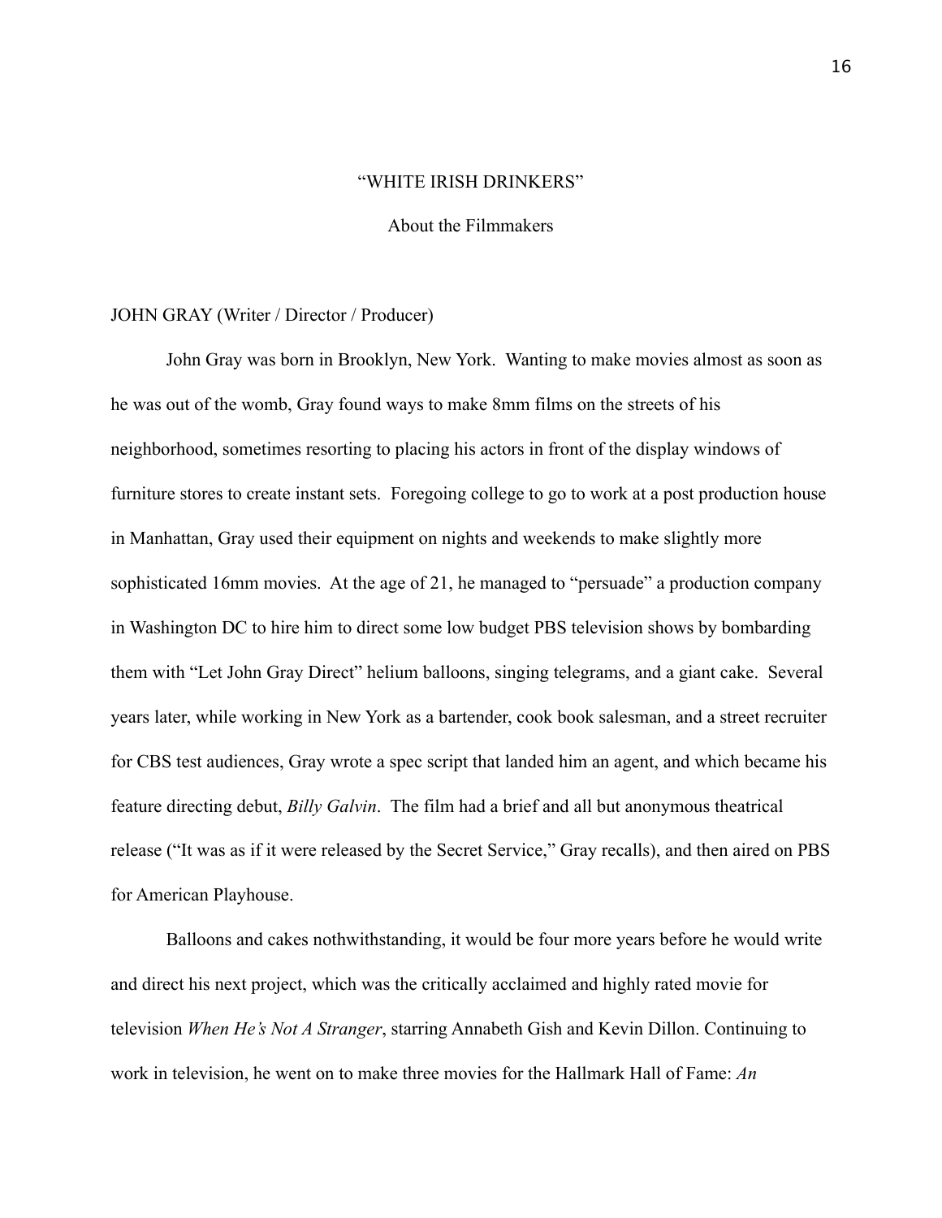"WHITE IRISH DRINKERS"

About the Filmmakers

JOHN GRAY (Writer / Director / Producer)

John Gray was born in Brooklyn, New York. Wanting to make movies almost as soon as he was out of the womb, Gray found ways to make 8mm films on the streets of his neighborhood, sometimes resorting to placing his actors in front of the display windows of furniture stores to create instant sets. Foregoing college to go to work at a post production house in Manhattan, Gray used their equipment on nights and weekends to make slightly more sophisticated 16mm movies. At the age of 21, he managed to "persuade" a production company in Washington DC to hire him to direct some low budget PBS television shows by bombarding them with "Let John Gray Direct" helium balloons, singing telegrams, and a giant cake. Several years later, while working in New York as a bartender, cook book salesman, and a street recruiter for CBS test audiences, Gray wrote a spec script that landed him an agent, and which became his feature directing debut, *Billy Galvin*. The film had a brief and all but anonymous theatrical release ("It was as if it were released by the Secret Service," Gray recalls), and then aired on PBS for American Playhouse.

Balloons and cakes nothwithstanding, it would be four more years before he would write and direct his next project, which was the critically acclaimed and highly rated movie for television *When He's Not A Stranger*, starring Annabeth Gish and Kevin Dillon. Continuing to work in television, he went on to make three movies for the Hallmark Hall of Fame: *An*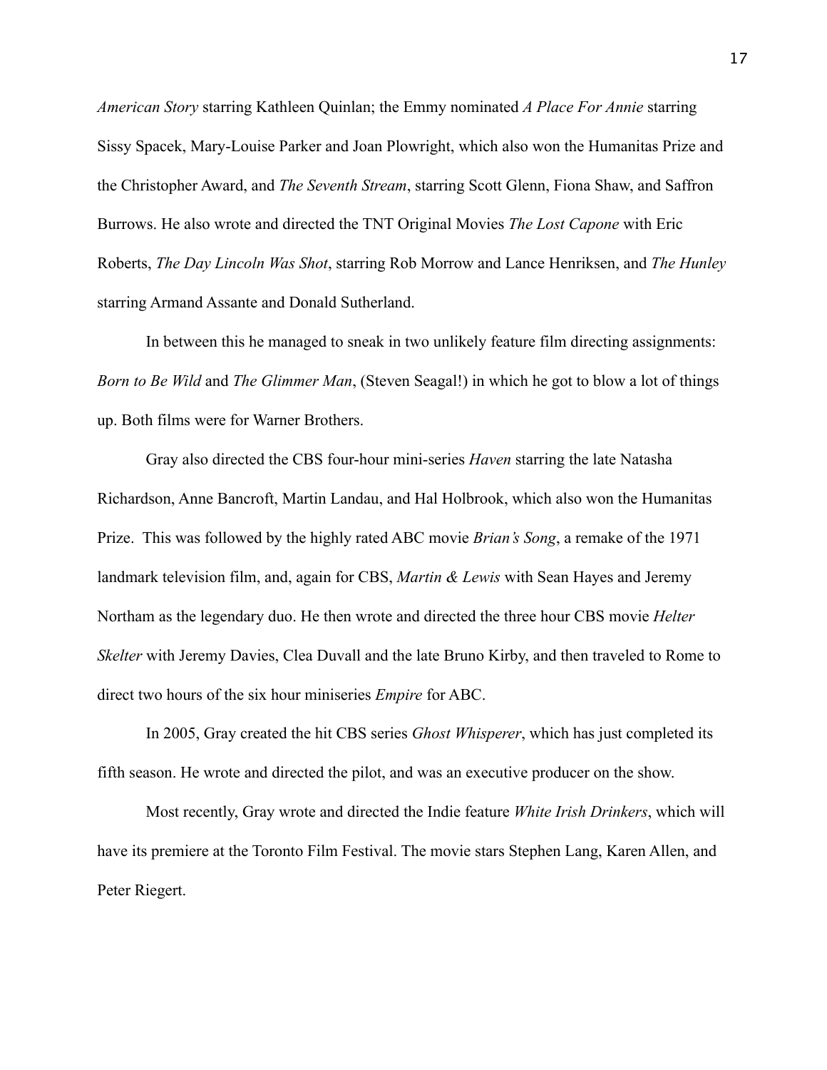*American Story* starring Kathleen Quinlan; the Emmy nominated *A Place For Annie* starring Sissy Spacek, Mary-Louise Parker and Joan Plowright, which also won the Humanitas Prize and the Christopher Award, and *The Seventh Stream*, starring Scott Glenn, Fiona Shaw, and Saffron Burrows. He also wrote and directed the TNT Original Movies *The Lost Capone* with Eric Roberts, *The Day Lincoln Was Shot*, starring Rob Morrow and Lance Henriksen, and *The Hunley* starring Armand Assante and Donald Sutherland.

In between this he managed to sneak in two unlikely feature film directing assignments: *Born to Be Wild* and *The Glimmer Man*, (Steven Seagal!) in which he got to blow a lot of things up. Both films were for Warner Brothers.

Gray also directed the CBS four-hour mini-series *Haven* starring the late Natasha Richardson, Anne Bancroft, Martin Landau, and Hal Holbrook, which also won the Humanitas Prize. This was followed by the highly rated ABC movie *Brian's Song*, a remake of the 1971 landmark television film, and, again for CBS, *Martin & Lewis* with Sean Hayes and Jeremy Northam as the legendary duo. He then wrote and directed the three hour CBS movie *Helter Skelter* with Jeremy Davies, Clea Duvall and the late Bruno Kirby, and then traveled to Rome to direct two hours of the six hour miniseries *Empire* for ABC.

In 2005, Gray created the hit CBS series *Ghost Whisperer*, which has just completed its fifth season. He wrote and directed the pilot, and was an executive producer on the show.

Most recently, Gray wrote and directed the Indie feature *White Irish Drinkers*, which will have its premiere at the Toronto Film Festival. The movie stars Stephen Lang, Karen Allen, and Peter Riegert.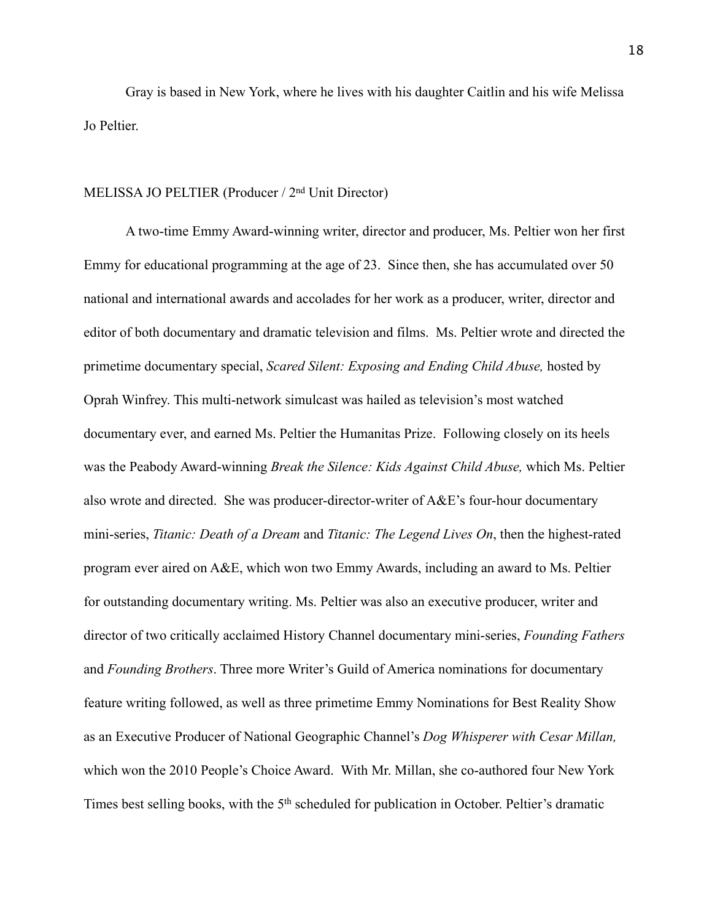Gray is based in New York, where he lives with his daughter Caitlin and his wife Melissa Jo Peltier.

MELISSA JO PELTIER (Producer / 2nd Unit Director)

A two-time Emmy Award-winning writer, director and producer, Ms. Peltier won her first Emmy for educational programming at the age of 23. Since then, she has accumulated over 50 national and international awards and accolades for her work as a producer, writer, director and editor of both documentary and dramatic television and films. Ms. Peltier wrote and directed the primetime documentary special, *Scared Silent: Exposing and Ending Child Abuse,* hosted by Oprah Winfrey. This multi-network simulcast was hailed as television's most watched documentary ever, and earned Ms. Peltier the Humanitas Prize. Following closely on its heels was the Peabody Award-winning *Break the Silence: Kids Against Child Abuse,* which Ms. Peltier also wrote and directed. She was producer-director-writer of A&E's four-hour documentary mini-series, *Titanic: Death of a Dream* and *Titanic: The Legend Lives On*, then the highest-rated program ever aired on A&E, which won two Emmy Awards, including an award to Ms. Peltier for outstanding documentary writing. Ms. Peltier was also an executive producer, writer and director of two critically acclaimed History Channel documentary mini-series, *Founding Fathers* and *Founding Brothers*. Three more Writer's Guild of America nominations for documentary feature writing followed, as well as three primetime Emmy Nominations for Best Reality Show as an Executive Producer of National Geographic Channel's *Dog Whisperer with Cesar Millan,* which won the 2010 People's Choice Award. With Mr. Millan, she co-authored four New York Times best selling books, with the 5th scheduled for publication in October. Peltier's dramatic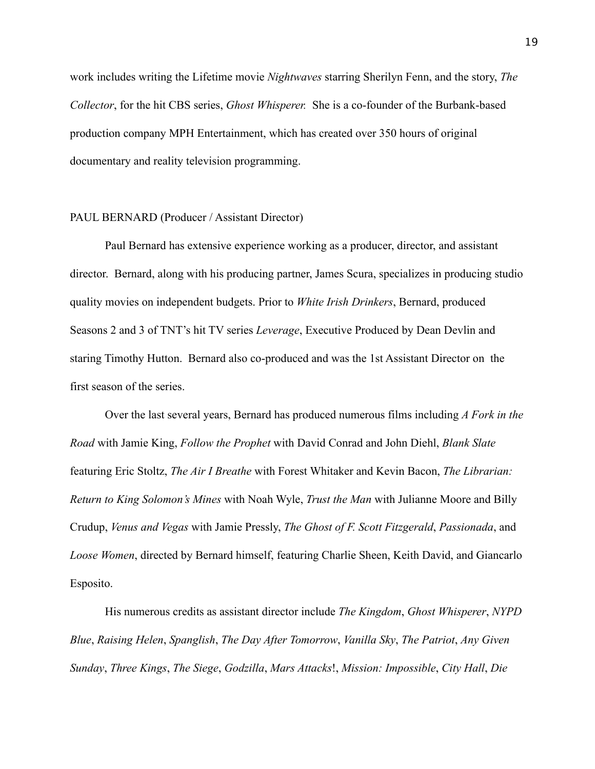work includes writing the Lifetime movie *Nightwaves* starring Sherilyn Fenn, and the story, *The Collector*, for the hit CBS series, *Ghost Whisperer.* She is a co-founder of the Burbank-based production company MPH Entertainment, which has created over 350 hours of original documentary and reality television programming.

PAUL BERNARD (Producer / Assistant Director)

Paul Bernard has extensive experience working as a producer, director, and assistant director. Bernard, along with his producing partner, James Scura, specializes in producing studio quality movies on independent budgets. Prior to *White Irish Drinkers*, Bernard, produced Seasons 2 and 3 of TNT's hit TV series *Leverage*, Executive Produced by Dean Devlin and staring Timothy Hutton. Bernard also co-produced and was the 1st Assistant Director on the first season of the series.

Over the last several years, Bernard has produced numerous films including *A Fork in the Road* with Jamie King, *Follow the Prophet* with David Conrad and John Diehl, *Blank Slate* featuring Eric Stoltz, *The Air I Breathe* with Forest Whitaker and Kevin Bacon, *The Librarian: Return to King Solomon's Mines* with Noah Wyle, *Trust the Man* with Julianne Moore and Billy Crudup, *Venus and Vegas* with Jamie Pressly, *The Ghost of F. Scott Fitzgerald*, *Passionada*, and *Loose Women*, directed by Bernard himself, featuring Charlie Sheen, Keith David, and Giancarlo Esposito.

His numerous credits as assistant director include *The Kingdom*, *Ghost Whisperer*, *NYPD Blue*, *Raising Helen*, *Spanglish*, *The Day After Tomorrow*, *Vanilla Sky*, *The Patriot*, *Any Given Sunday*, *Three Kings*, *The Siege*, *Godzilla*, *Mars Attacks*!, *Mission: Impossible*, *City Hall*, *Die*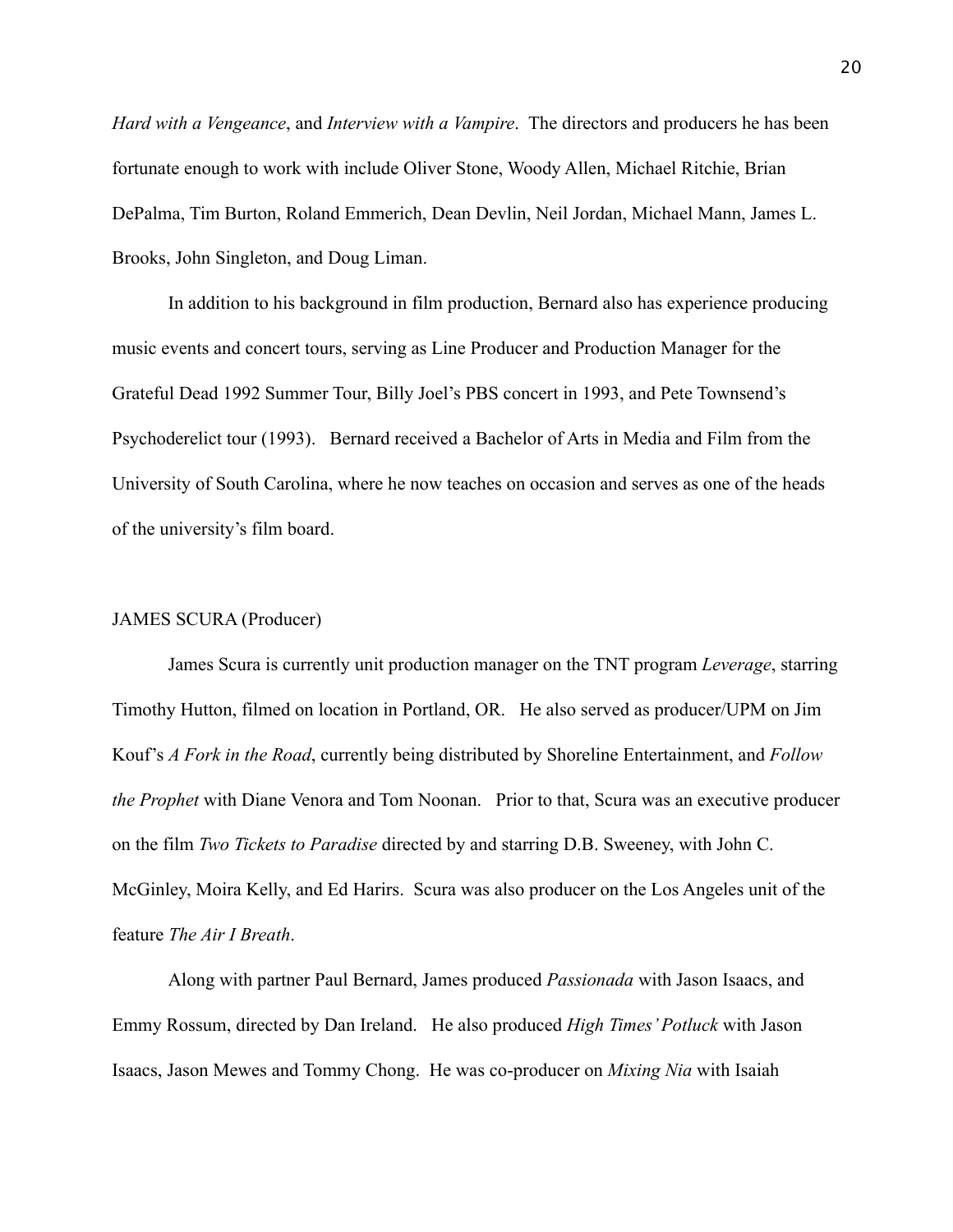*Hard with a Vengeance*, and *Interview with a Vampire*. The directors and producers he has been fortunate enough to work with include Oliver Stone, Woody Allen, Michael Ritchie, Brian DePalma, Tim Burton, Roland Emmerich, Dean Devlin, Neil Jordan, Michael Mann, James L. Brooks, John Singleton, and Doug Liman.

In addition to his background in film production, Bernard also has experience producing music events and concert tours, serving as Line Producer and Production Manager for the Grateful Dead 1992 Summer Tour, Billy Joel's PBS concert in 1993, and Pete Townsend's Psychoderelict tour (1993). Bernard received a Bachelor of Arts in Media and Film from the University of South Carolina, where he now teaches on occasion and serves as one of the heads of the university's film board.

JAMES SCURA (Producer)

James Scura is currently unit production manager on the TNT program *Leverage*, starring Timothy Hutton, filmed on location in Portland, OR. He also served as producer/UPM on Jim Kouf's *A Fork in the Road*, currently being distributed by Shoreline Entertainment, and *Follow the Prophet* with Diane Venora and Tom Noonan. Prior to that, Scura was an executive producer on the film *Two Tickets to Paradise* directed by and starring D.B. Sweeney, with John C. McGinley, Moira Kelly, and Ed Harirs. Scura was also producer on the Los Angeles unit of the feature *The Air I Breath*.

Along with partner Paul Bernard, James produced *Passionada* with Jason Isaacs, and Emmy Rossum, directed by Dan Ireland. He also produced *High Times' Potluck* with Jason Isaacs, Jason Mewes and Tommy Chong. He was co-producer on *Mixing Nia* with Isaiah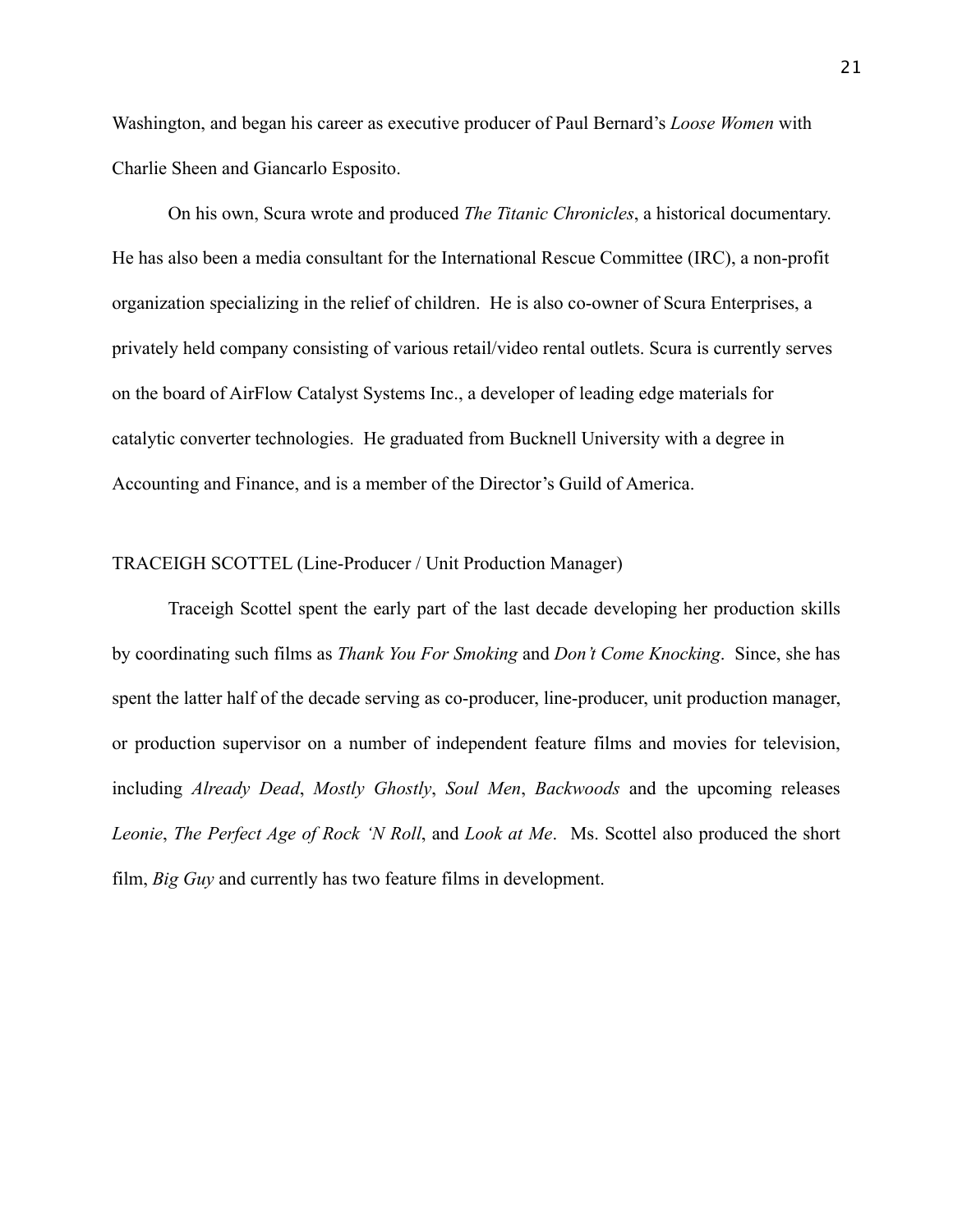Washington, and began his career as executive producer of Paul Bernard's *Loose Women* with Charlie Sheen and Giancarlo Esposito.

On his own, Scura wrote and produced *The Titanic Chronicles*, a historical documentary. He has also been a media consultant for the International Rescue Committee (IRC), a non-profit organization specializing in the relief of children. He is also co-owner of Scura Enterprises, a privately held company consisting of various retail/video rental outlets. Scura is currently serves on the board of AirFlow Catalyst Systems Inc., a developer of leading edge materials for catalytic converter technologies. He graduated from Bucknell University with a degree in Accounting and Finance, and is a member of the Director's Guild of America.

TRACEIGH SCOTTEL (Line-Producer / Unit Production Manager)

Traceigh Scottel spent the early part of the last decade developing her production skills by coordinating such films as *Thank You For Smoking* and *Don't Come Knocking*. Since, she has spent the latter half of the decade serving as co-producer, line-producer, unit production manager, or production supervisor on a number of independent feature films and movies for television, including *Already Dead*, *Mostly Ghostly*, *Soul Men*, *Backwoods* and the upcoming releases *Leonie*, *The Perfect Age of Rock 'N Roll*, and *Look at Me*. Ms. Scottel also produced the short film, *Big Guy* and currently has two feature films in development.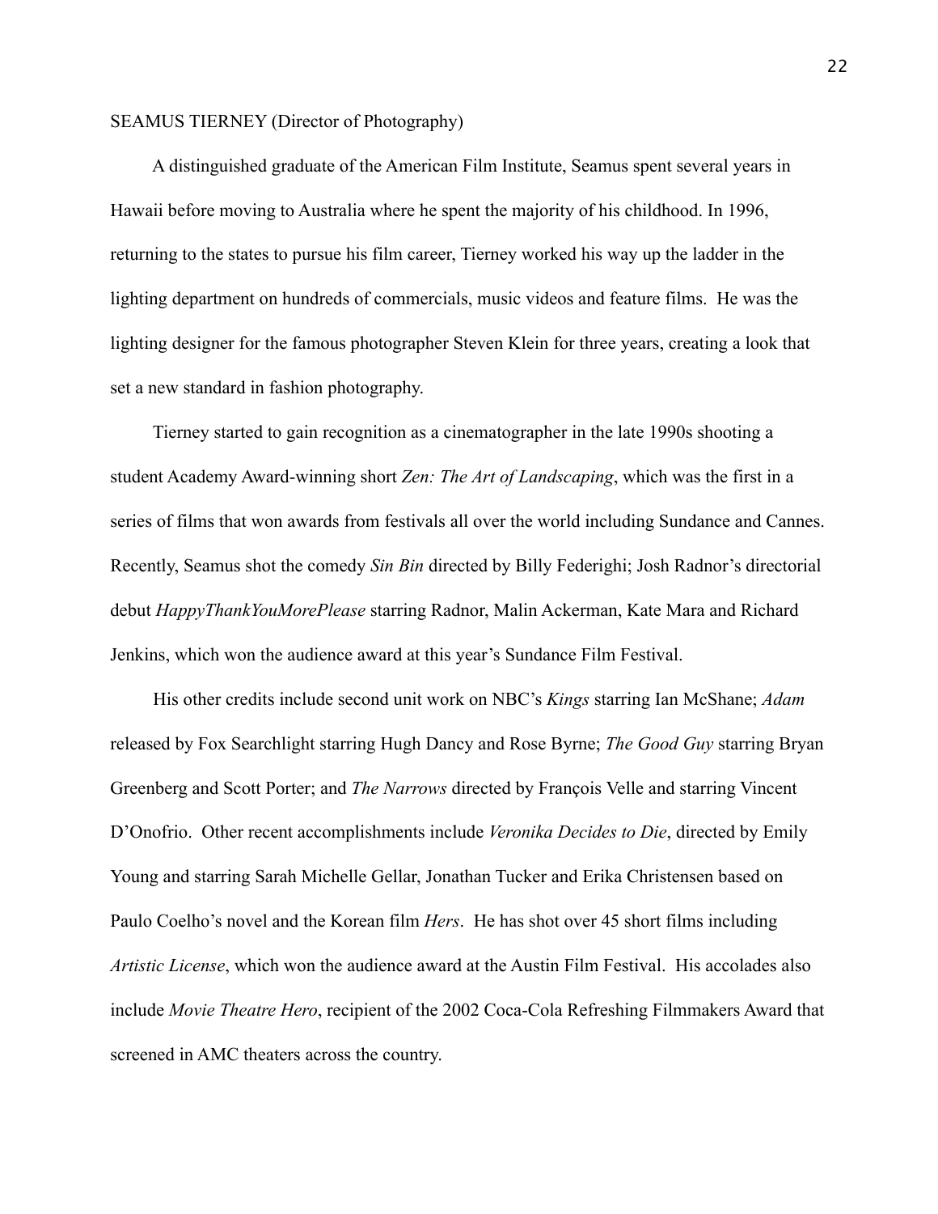SEAMUS TIERNEY (Director of Photography)

A distinguished graduate of the American Film Institute, Seamus spent several years in Hawaii before moving to Australia where he spent the majority of his childhood. In 1996, returning to the states to pursue his film career, Tierney worked his way up the ladder in the lighting department on hundreds of commercials, music videos and feature films. He was the lighting designer for the famous photographer Steven Klein for three years, creating a look that set a new standard in fashion photography.

Tierney started to gain recognition as a cinematographer in the late 1990s shooting a student Academy Award-winning short *Zen: The Art of Landscaping*, which was the first in a series of films that won awards from festivals all over the world including Sundance and Cannes. Recently, Seamus shot the comedy *Sin Bin* directed by Billy Federighi; Josh Radnor's directorial debut *HappyThankYouMorePlease* starring Radnor, Malin Ackerman, Kate Mara and Richard Jenkins, which won the audience award at this year's Sundance Film Festival.

His other credits include second unit work on NBC's *Kings* starring Ian McShane; *Adam* released by Fox Searchlight starring Hugh Dancy and Rose Byrne; *The Good Guy* starring Bryan Greenberg and Scott Porter; and *The Narrows* directed by François Velle and starring Vincent D'Onofrio. Other recent accomplishments include *Veronika Decides to Die*, directed by Emily Young and starring Sarah Michelle Gellar, Jonathan Tucker and Erika Christensen based on Paulo Coelho's novel and the Korean film *Hers*. He has shot over 45 short films including *Artistic License*, which won the audience award at the Austin Film Festival. His accolades also include *Movie Theatre Hero*, recipient of the 2002 Coca-Cola Refreshing Filmmakers Award that screened in AMC theaters across the country.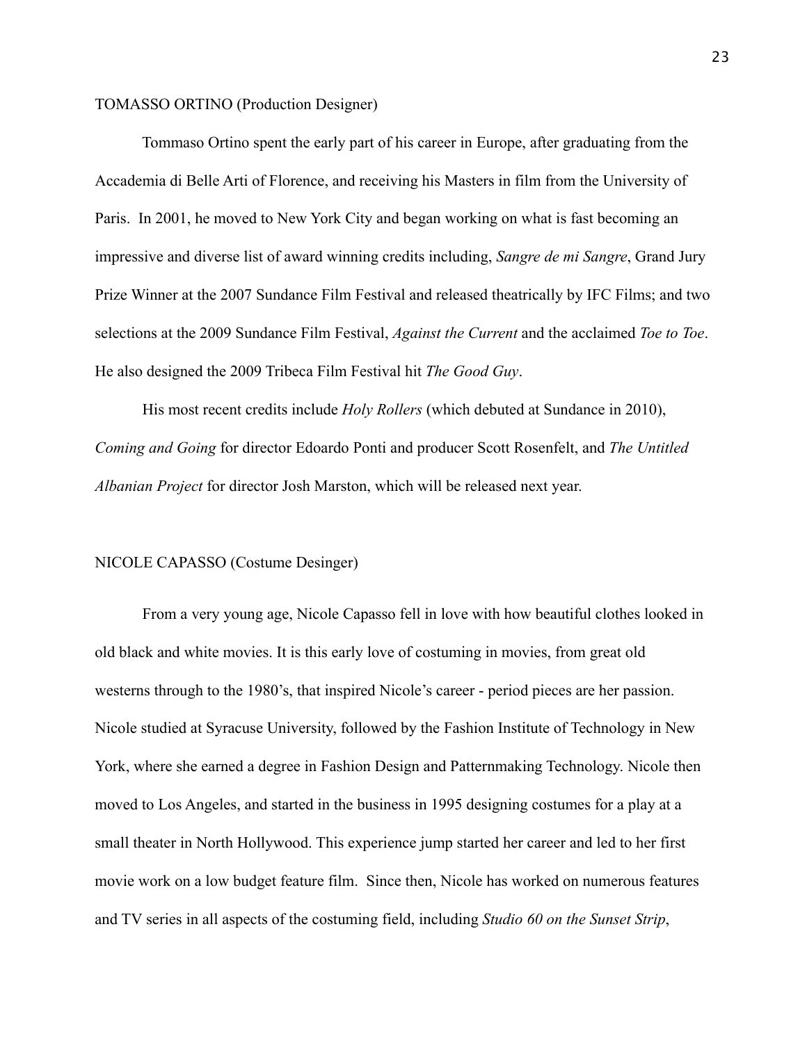TOMASSO ORTINO (Production Designer)

Tommaso Ortino spent the early part of his career in Europe, after graduating from the Accademia di Belle Arti of Florence, and receiving his Masters in film from the University of Paris. In 2001, he moved to New York City and began working on what is fast becoming an impressive and diverse list of award winning credits including, *Sangre de mi Sangre*, Grand Jury Prize Winner at the 2007 Sundance Film Festival and released theatrically by IFC Films; and two selections at the 2009 Sundance Film Festival, *Against the Current* and the acclaimed *Toe to Toe*. He also designed the 2009 Tribeca Film Festival hit *The Good Guy*.

His most recent credits include *Holy Rollers* (which debuted at Sundance in 2010), *Coming and Going* for director Edoardo Ponti and producer Scott Rosenfelt, and *The Untitled Albanian Project* for director Josh Marston, which will be released next year.

NICOLE CAPASSO (Costume Desinger)

From a very young age, Nicole Capasso fell in love with how beautiful clothes looked in old black and white movies. It is this early love of costuming in movies, from great old westerns through to the 1980's, that inspired Nicole's career - period pieces are her passion. Nicole studied at Syracuse University, followed by the Fashion Institute of Technology in New York, where she earned a degree in Fashion Design and Patternmaking Technology. Nicole then moved to Los Angeles, and started in the business in 1995 designing costumes for a play at a small theater in North Hollywood. This experience jump started her career and led to her first movie work on a low budget feature film. Since then, Nicole has worked on numerous features and TV series in all aspects of the costuming field, including *Studio 60 on the Sunset Strip*,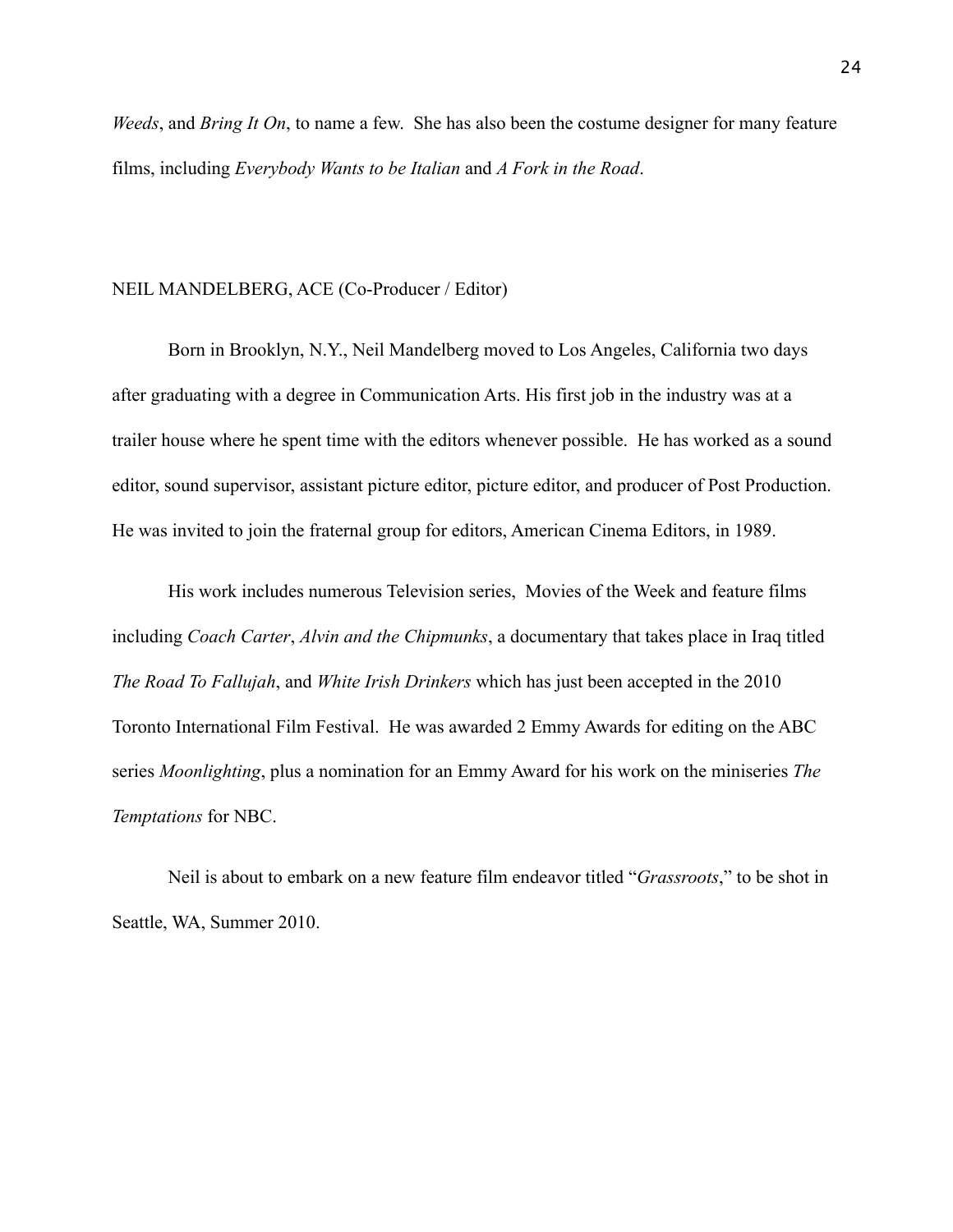*Weeds*, and *Bring It On*, to name a few. She has also been the costume designer for many feature films, including *Everybody Wants to be Italian* and *A Fork in the Road*.

NEIL MANDELBERG, ACE (Co-Producer / Editor)

Born in Brooklyn, N.Y., Neil Mandelberg moved to Los Angeles, California two days after graduating with a degree in Communication Arts. His first job in the industry was at a trailer house where he spent time with the editors whenever possible. He has worked as a sound editor, sound supervisor, assistant picture editor, picture editor, and producer of Post Production. He was invited to join the fraternal group for editors, American Cinema Editors, in 1989.

His work includes numerous Television series, Movies of the Week and feature films including *Coach Carter*, *Alvin and the Chipmunks*, a documentary that takes place in Iraq titled *The Road To Fallujah*, and *White Irish Drinkers* which has just been accepted in the 2010 Toronto International Film Festival. He was awarded 2 Emmy Awards for editing on the ABC series *Moonlighting*, plus a nomination for an Emmy Award for his work on the miniseries *The Temptations* for NBC.

Neil is about to embark on a new feature film endeavor titled "*Grassroots*," to be shot in Seattle, WA, Summer 2010.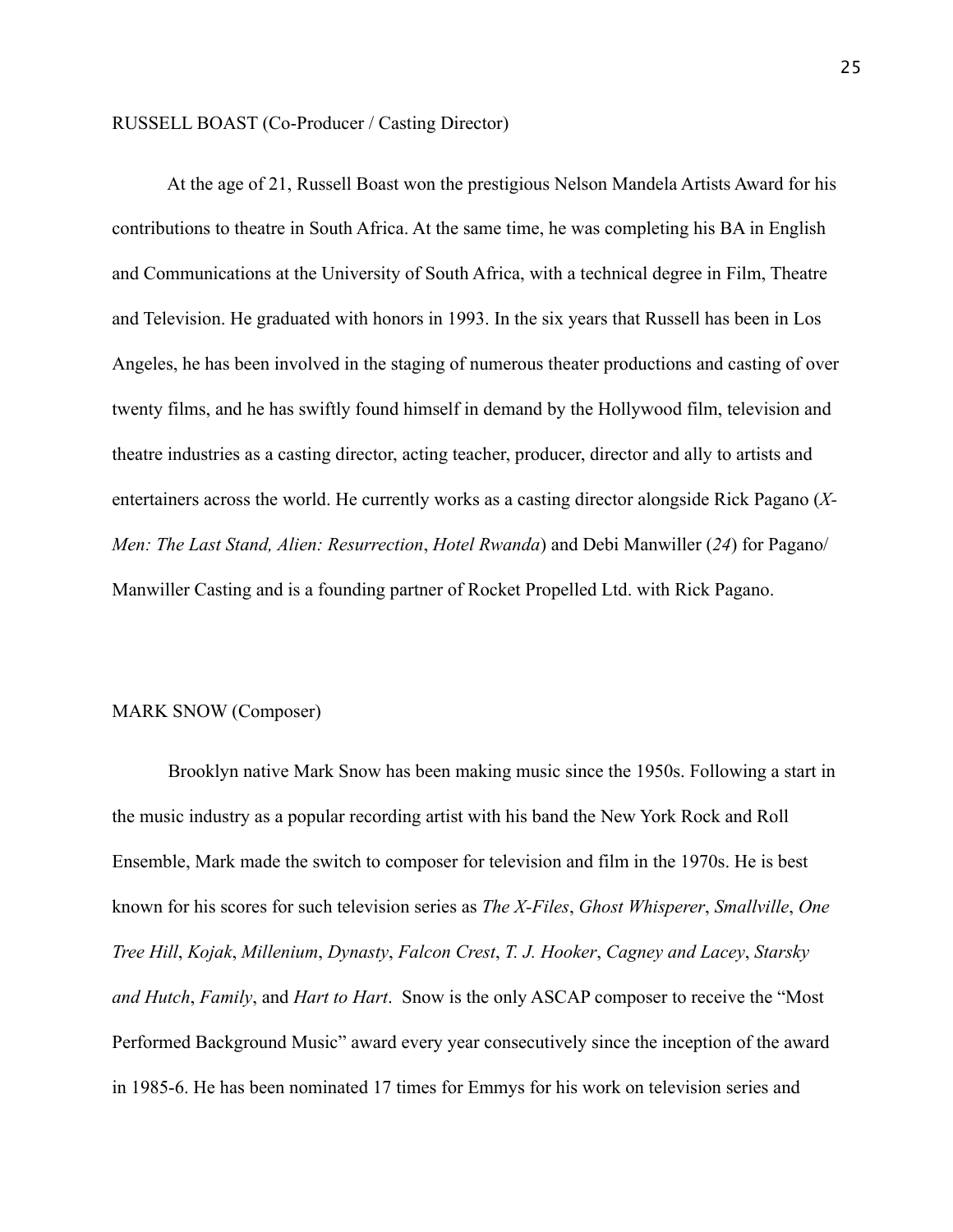RUSSELL BOAST (Co-Producer / Casting Director)

At the age of 21, Russell Boast won the prestigious Nelson Mandela Artists Award for his contributions to theatre in South Africa. At the same time, he was completing his BA in English and Communications at the University of South Africa, with a technical degree in Film, Theatre and Television. He graduated with honors in 1993. In the six years that Russell has been in Los Angeles, he has been involved in the staging of numerous theater productions and casting of over twenty films, and he has swiftly found himself in demand by the Hollywood film, television and theatre industries as a casting director, acting teacher, producer, director and ally to artists and entertainers across the world. He currently works as a casting director alongside Rick Pagano (*X-Men: The Last Stand, Alien: Resurrection*, *Hotel Rwanda*) and Debi Manwiller (*24*) for Pagano/Manwiller Casting and is a founding partner of Rocket Propelled Ltd. with Rick Pagano.

MARK SNOW (Composer)

Brooklyn native Mark Snow has been making music since the 1950s. Following a start in the music industry as a popular recording artist with his band the New York Rock and Roll Ensemble, Mark made the switch to composer for television and film in the 1970s. He is best known for his scores for such television series as *The X-Files*, *Ghost Whisperer*, *Smallville*, *One Tree Hill*, *Kojak*, *Millenium*, *Dynasty*, *Falcon Crest*, *T. J. Hooker*, *Cagney and Lacey*, *Starsky and Hutch*, *Family*, and *Hart to Hart*. Snow is the only ASCAP composer to receive the "Most Performed Background Music" award every year consecutively since the inception of the award in 1985-6. He has been nominated 17 times for Emmys for his work on television series and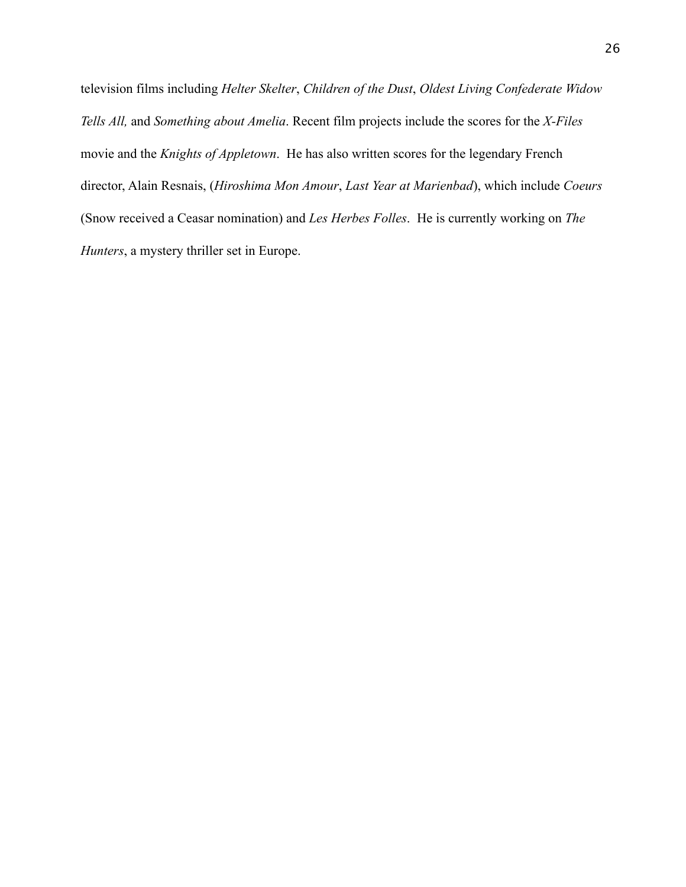television films including *Helter Skelter*, *Children of the Dust*, *Oldest Living Confederate Widow Tells All,* and *Something about Amelia*. Recent film projects include the scores for the *X-Files* movie and the *Knights of Appletown*. He has also written scores for the legendary French director, Alain Resnais, (*Hiroshima Mon Amour*, *Last Year at Marienbad*), which include *Coeurs* (Snow received a Ceasar nomination) and *Les Herbes Folles*. He is currently working on *The Hunters*, a mystery thriller set in Europe.